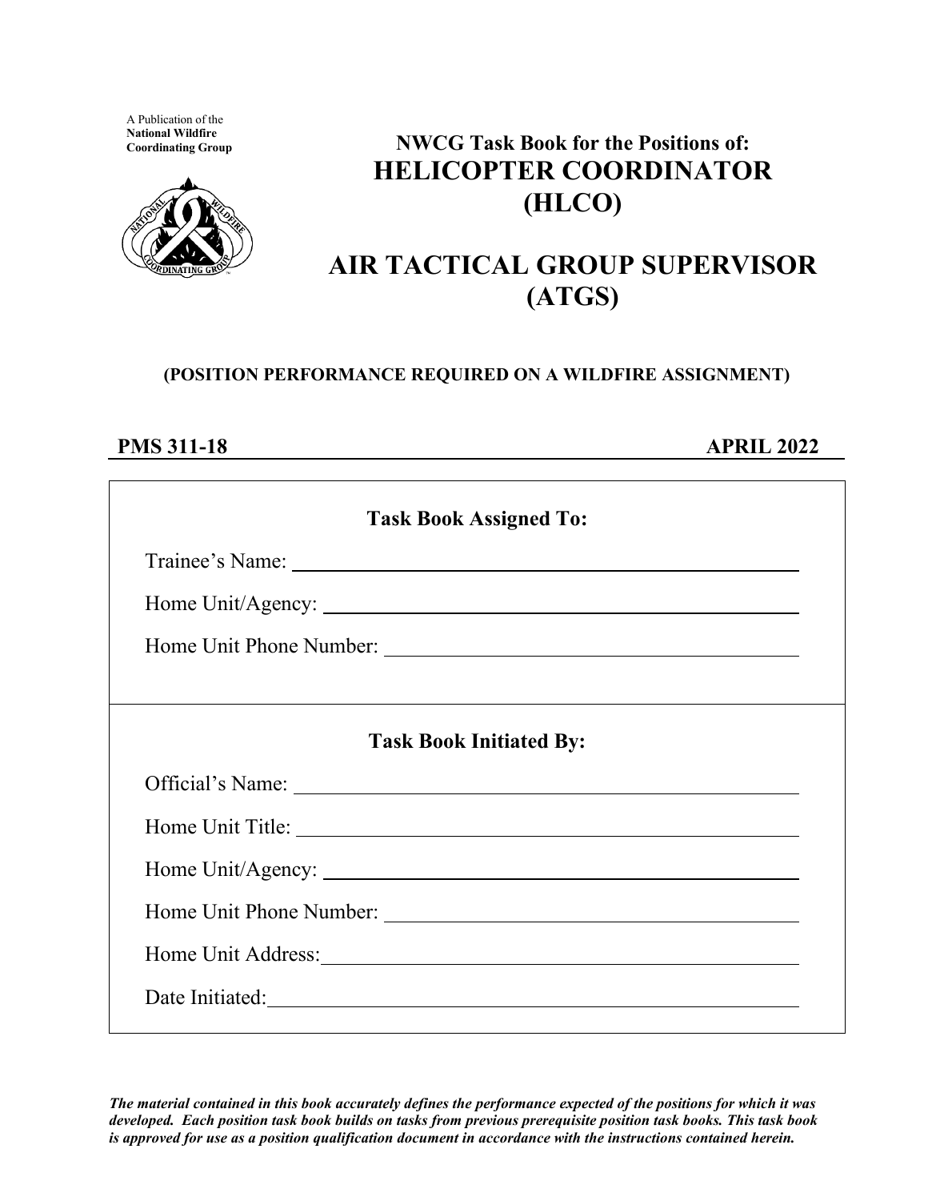A Publication of the
**National Wildfire Coordinating Group**

# NWCG Task Book for the Positions of:
# HELICOPTER COORDINATOR (HLCO)

# AIR TACTICAL GROUP SUPERVISOR (ATGS)

**(POSITION PERFORMANCE REQUIRED ON A WILDFIRE ASSIGNMENT)**

**PMS 311-18** **APRIL 2022**

**Task Book Assigned To:**

Trainee's Name: ______________________________

Home Unit/Agency: ______________________________

Home Unit Phone Number: ______________________________

**Task Book Initiated By:**

Official's Name: ______________________________

Home Unit Title: ______________________________

Home Unit/Agency: ______________________________

Home Unit Phone Number: ______________________________

Home Unit Address: ______________________________

Date Initiated: ______________________________

***The material contained in this book accurately defines the performance expected of the positions for which it was developed. Each position task book builds on tasks from previous prerequisite position task books. This task book is approved for use as a position qualification document in accordance with the instructions contained herein.***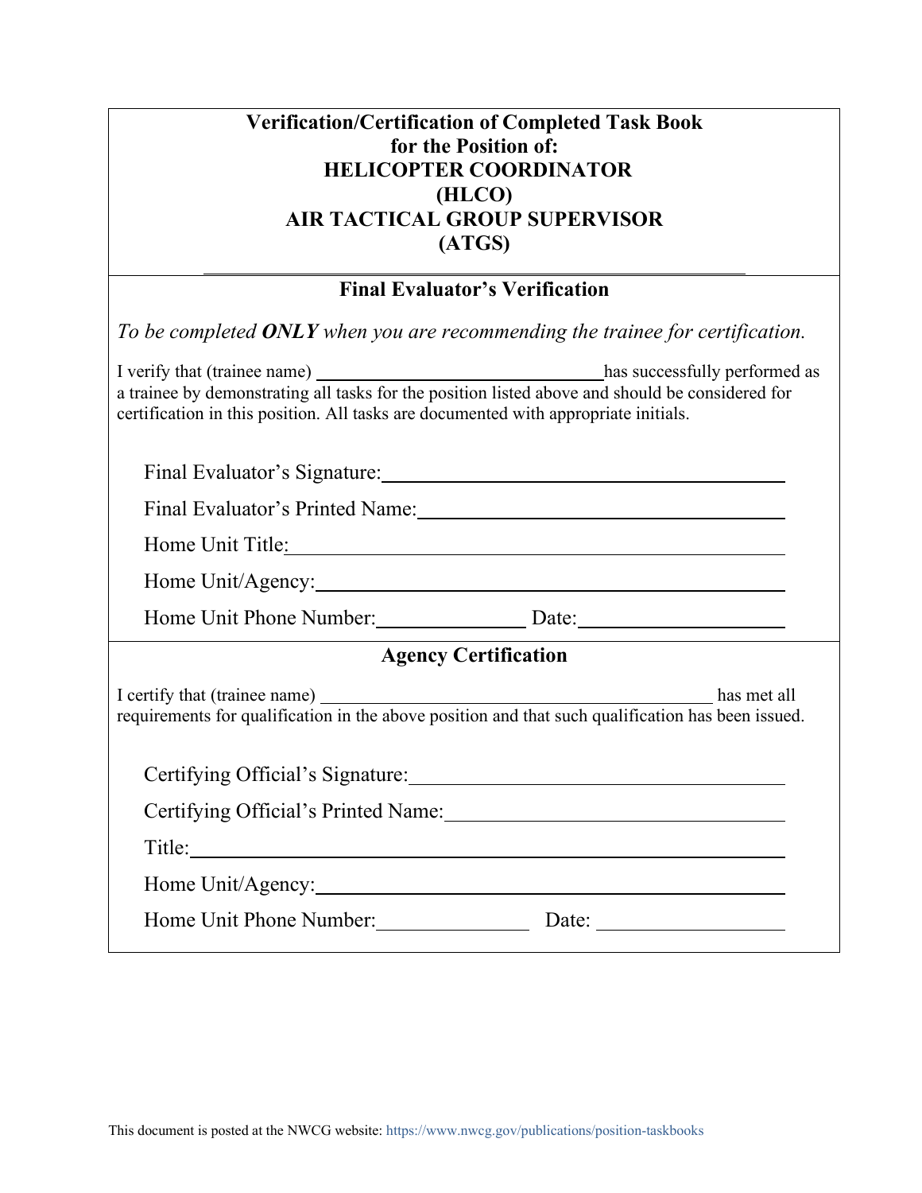# Verification/Certification of Completed Task Book for the Position of: HELICOPTER COORDINATOR (HLCO) AIR TACTICAL GROUP SUPERVISOR (ATGS)

## Final Evaluator's Verification

*To be completed **ONLY** when you are recommending the trainee for certification.*

I verify that (trainee name) ______________________ has successfully performed as a trainee by demonstrating all tasks for the position listed above and should be considered for certification in this position. All tasks are documented with appropriate initials.

Final Evaluator's Signature: ______________________

Final Evaluator's Printed Name: ______________________

Home Unit Title: ______________________

Home Unit/Agency: ______________________

Home Unit Phone Number: ____________ Date: ______________

## Agency Certification

I certify that (trainee name) ______________________ has met all requirements for qualification in the above position and that such qualification has been issued.

Certifying Official's Signature: ______________________

Certifying Official's Printed Name: ______________________

Title: ______________________

Home Unit/Agency: ______________________

Home Unit Phone Number: ____________ Date: ______________

This document is posted at the NWCG website: https://www.nwcg.gov/publications/position-taskbooks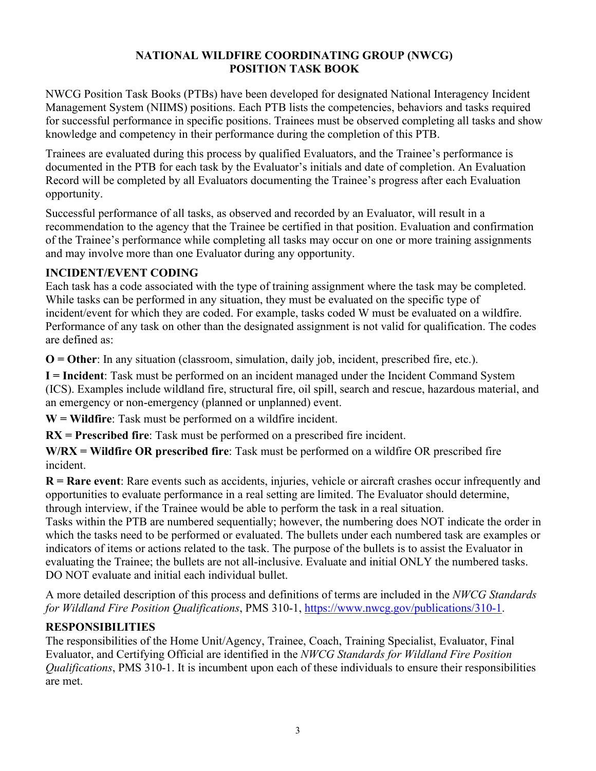# NATIONAL WILDFIRE COORDINATING GROUP (NWCG) POSITION TASK BOOK

NWCG Position Task Books (PTBs) have been developed for designated National Interagency Incident Management System (NIIMS) positions. Each PTB lists the competencies, behaviors and tasks required for successful performance in specific positions. Trainees must be observed completing all tasks and show knowledge and competency in their performance during the completion of this PTB.

Trainees are evaluated during this process by qualified Evaluators, and the Trainee's performance is documented in the PTB for each task by the Evaluator's initials and date of completion. An Evaluation Record will be completed by all Evaluators documenting the Trainee's progress after each Evaluation opportunity.

Successful performance of all tasks, as observed and recorded by an Evaluator, will result in a recommendation to the agency that the Trainee be certified in that position. Evaluation and confirmation of the Trainee's performance while completing all tasks may occur on one or more training assignments and may involve more than one Evaluator during any opportunity.

## INCIDENT/EVENT CODING

Each task has a code associated with the type of training assignment where the task may be completed. While tasks can be performed in any situation, they must be evaluated on the specific type of incident/event for which they are coded. For example, tasks coded W must be evaluated on a wildfire. Performance of any task on other than the designated assignment is not valid for qualification. The codes are defined as:

**O = Other**: In any situation (classroom, simulation, daily job, incident, prescribed fire, etc.).

**I = Incident**: Task must be performed on an incident managed under the Incident Command System (ICS). Examples include wildland fire, structural fire, oil spill, search and rescue, hazardous material, and an emergency or non-emergency (planned or unplanned) event.

**W = Wildfire**: Task must be performed on a wildfire incident.

**RX = Prescribed fire**: Task must be performed on a prescribed fire incident.

**W/RX = Wildfire OR prescribed fire**: Task must be performed on a wildfire OR prescribed fire incident.

**R = Rare event**: Rare events such as accidents, injuries, vehicle or aircraft crashes occur infrequently and opportunities to evaluate performance in a real setting are limited. The Evaluator should determine, through interview, if the Trainee would be able to perform the task in a real situation.

Tasks within the PTB are numbered sequentially; however, the numbering does NOT indicate the order in which the tasks need to be performed or evaluated. The bullets under each numbered task are examples or indicators of items or actions related to the task. The purpose of the bullets is to assist the Evaluator in evaluating the Trainee; the bullets are not all-inclusive. Evaluate and initial ONLY the numbered tasks. DO NOT evaluate and initial each individual bullet.

A more detailed description of this process and definitions of terms are included in the *NWCG Standards for Wildland Fire Position Qualifications*, PMS 310-1, https://www.nwcg.gov/publications/310-1.

## RESPONSIBILITIES

The responsibilities of the Home Unit/Agency, Trainee, Coach, Training Specialist, Evaluator, Final Evaluator, and Certifying Official are identified in the *NWCG Standards for Wildland Fire Position Qualifications*, PMS 310-1. It is incumbent upon each of these individuals to ensure their responsibilities are met.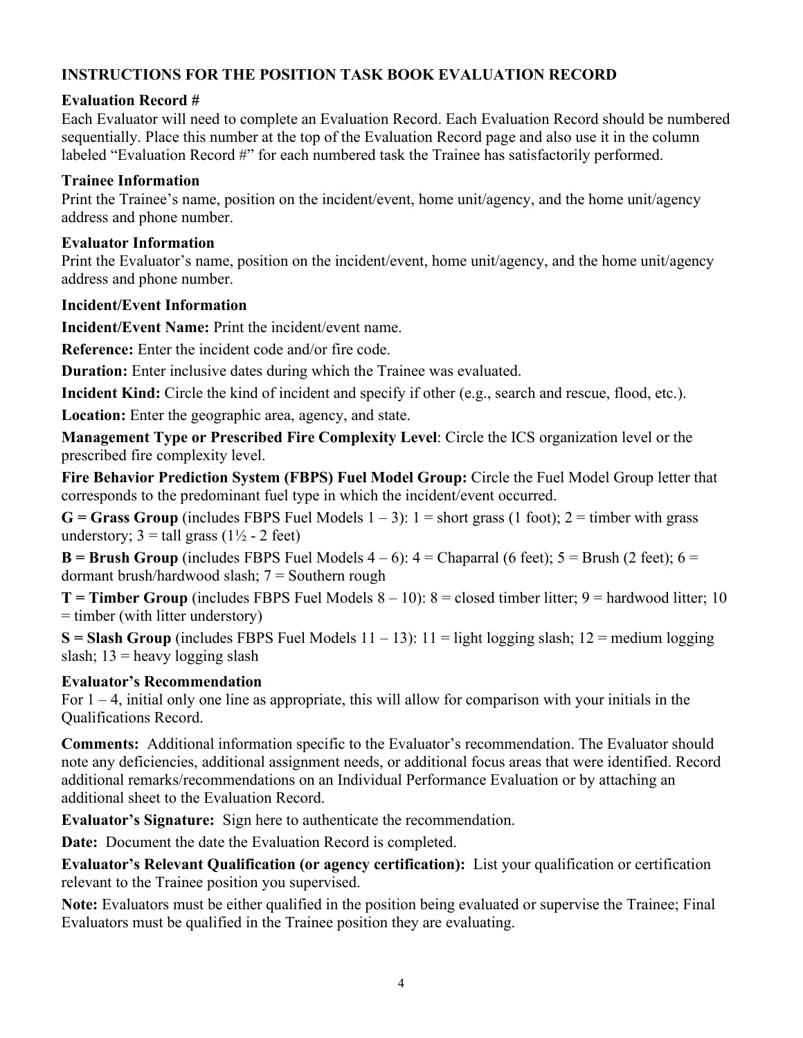## INSTRUCTIONS FOR THE POSITION TASK BOOK EVALUATION RECORD

### Evaluation Record #

Each Evaluator will need to complete an Evaluation Record. Each Evaluation Record should be numbered sequentially. Place this number at the top of the Evaluation Record page and also use it in the column labeled "Evaluation Record #" for each numbered task the Trainee has satisfactorily performed.

### Trainee Information

Print the Trainee's name, position on the incident/event, home unit/agency, and the home unit/agency address and phone number.

### Evaluator Information

Print the Evaluator's name, position on the incident/event, home unit/agency, and the home unit/agency address and phone number.

### Incident/Event Information

**Incident/Event Name:** Print the incident/event name.

**Reference:** Enter the incident code and/or fire code.

**Duration:** Enter inclusive dates during which the Trainee was evaluated.

**Incident Kind:** Circle the kind of incident and specify if other (e.g., search and rescue, flood, etc.).

**Location:** Enter the geographic area, agency, and state.

**Management Type or Prescribed Fire Complexity Level**: Circle the ICS organization level or the prescribed fire complexity level.

**Fire Behavior Prediction System (FBPS) Fuel Model Group:** Circle the Fuel Model Group letter that corresponds to the predominant fuel type in which the incident/event occurred.

**G = Grass Group** (includes FBPS Fuel Models 1 – 3): 1 = short grass (1 foot); 2 = timber with grass understory; 3 = tall grass (1½ - 2 feet)

**B = Brush Group** (includes FBPS Fuel Models 4 – 6): 4 = Chaparral (6 feet); 5 = Brush (2 feet); 6 = dormant brush/hardwood slash; 7 = Southern rough

**T = Timber Group** (includes FBPS Fuel Models 8 – 10): 8 = closed timber litter; 9 = hardwood litter; 10 = timber (with litter understory)

**S = Slash Group** (includes FBPS Fuel Models 11 – 13): 11 = light logging slash; 12 = medium logging slash; 13 = heavy logging slash

### Evaluator's Recommendation

For 1 – 4, initial only one line as appropriate, this will allow for comparison with your initials in the Qualifications Record.

**Comments:** Additional information specific to the Evaluator's recommendation. The Evaluator should note any deficiencies, additional assignment needs, or additional focus areas that were identified. Record additional remarks/recommendations on an Individual Performance Evaluation or by attaching an additional sheet to the Evaluation Record.

**Evaluator's Signature:** Sign here to authenticate the recommendation.

**Date:** Document the date the Evaluation Record is completed.

**Evaluator's Relevant Qualification (or agency certification):** List your qualification or certification relevant to the Trainee position you supervised.

**Note:** Evaluators must be either qualified in the position being evaluated or supervise the Trainee; Final Evaluators must be qualified in the Trainee position they are evaluating.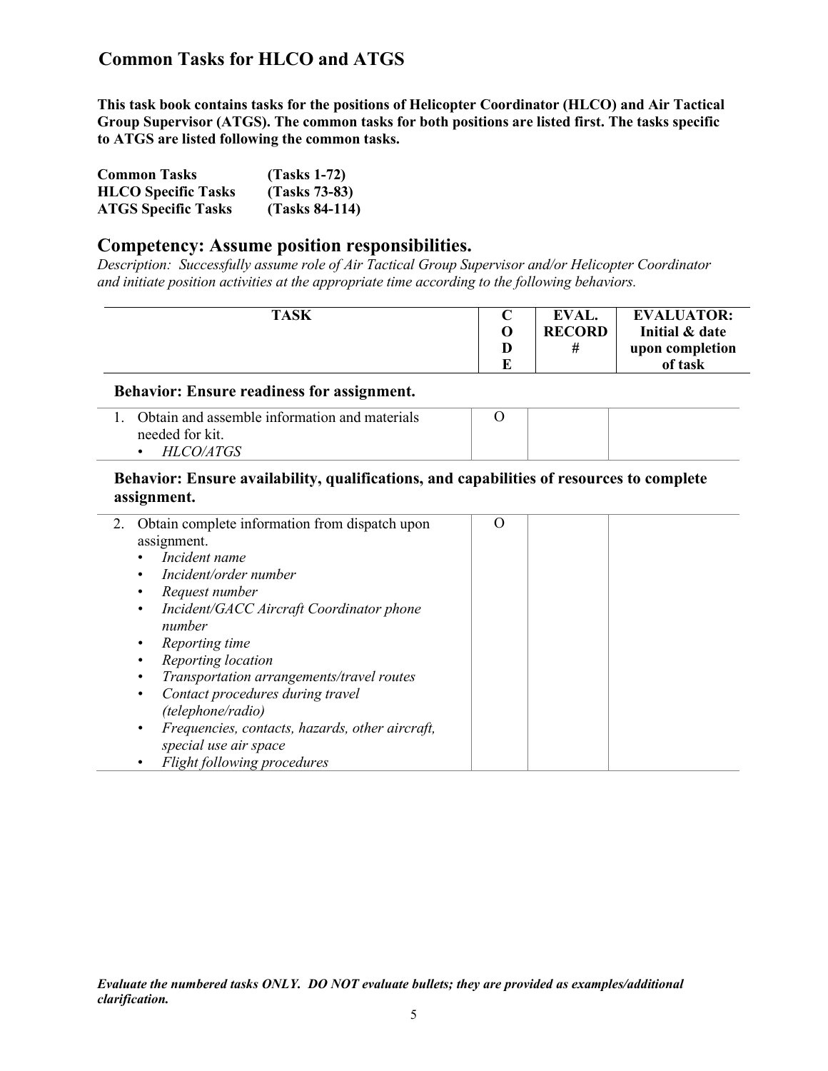## Common Tasks for HLCO and ATGS

**This task book contains tasks for the positions of Helicopter Coordinator (HLCO) and Air Tactical Group Supervisor (ATGS). The common tasks for both positions are listed first. The tasks specific to ATGS are listed following the common tasks.**

| | |
|---|---|
| **Common Tasks** | **(Tasks 1-72)** |
| **HLCO Specific Tasks** | **(Tasks 73-83)** |
| **ATGS Specific Tasks** | **(Tasks 84-114)** |

## Competency: Assume position responsibilities.

*Description: Successfully assume role of Air Tactical Group Supervisor and/or Helicopter Coordinator and initiate position activities at the appropriate time according to the following behaviors.*

| TASK | CODE | EVAL. RECORD # | EVALUATOR: Initial & date upon completion of task |
|---|---|---|---|
| **Behavior: Ensure readiness for assignment.** | | | |
| 1. Obtain and assemble information and materials needed for kit.<br>• *HLCO/ATGS* | O | | |
| **Behavior: Ensure availability, qualifications, and capabilities of resources to complete assignment.** | | | |
| 2. Obtain complete information from dispatch upon assignment.<br>• *Incident name*<br>• *Incident/order number*<br>• *Request number*<br>• *Incident/GACC Aircraft Coordinator phone number*<br>• *Reporting time*<br>• *Reporting location*<br>• *Transportation arrangements/travel routes*<br>• *Contact procedures during travel (telephone/radio)*<br>• *Frequencies, contacts, hazards, other aircraft, special use air space*<br>• *Flight following procedures* | O | | |

***Evaluate the numbered tasks ONLY. DO NOT evaluate bullets; they are provided as examples/additional clarification.***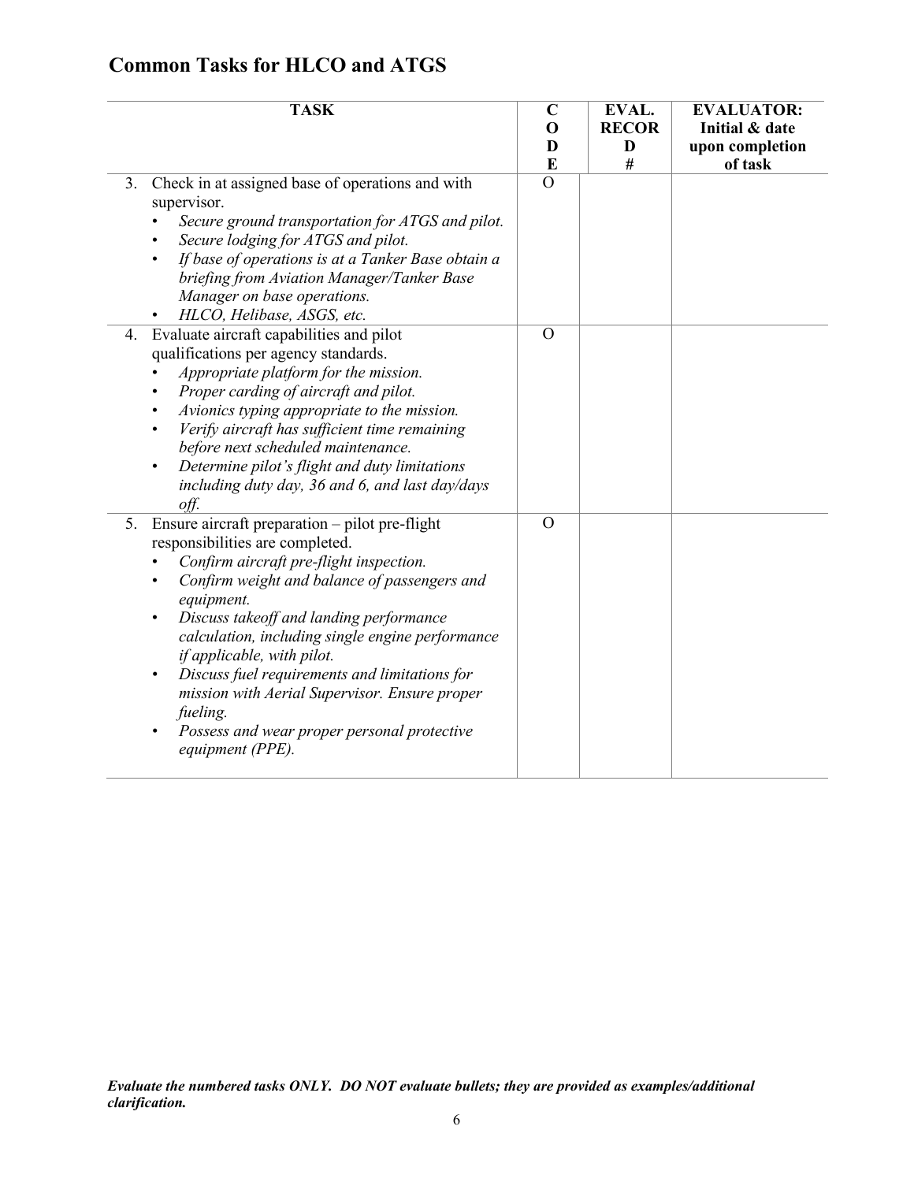## Common Tasks for HLCO and ATGS

| TASK | CODE | EVAL. RECORD # | EVALUATOR: Initial & date upon completion of task |
|---|---|---|---|
| 3. Check in at assigned base of operations and with supervisor.<br>• *Secure ground transportation for ATGS and pilot.*<br>• *Secure lodging for ATGS and pilot.*<br>• *If base of operations is at a Tanker Base obtain a briefing from Aviation Manager/Tanker Base Manager on base operations.*<br>• *HLCO, Helibase, ASGS, etc.* | O | | |
| 4. Evaluate aircraft capabilities and pilot qualifications per agency standards.<br>• *Appropriate platform for the mission.*<br>• *Proper carding of aircraft and pilot.*<br>• *Avionics typing appropriate to the mission.*<br>• *Verify aircraft has sufficient time remaining before next scheduled maintenance.*<br>• *Determine pilot's flight and duty limitations including duty day, 36 and 6, and last day/days off.* | O | | |
| 5. Ensure aircraft preparation – pilot pre-flight responsibilities are completed.<br>• *Confirm aircraft pre-flight inspection.*<br>• *Confirm weight and balance of passengers and equipment.*<br>• *Discuss takeoff and landing performance calculation, including single engine performance if applicable, with pilot.*<br>• *Discuss fuel requirements and limitations for mission with Aerial Supervisor. Ensure proper fueling.*<br>• *Possess and wear proper personal protective equipment (PPE).* | O | | |

***Evaluate the numbered tasks ONLY. DO NOT evaluate bullets; they are provided as examples/additional clarification.***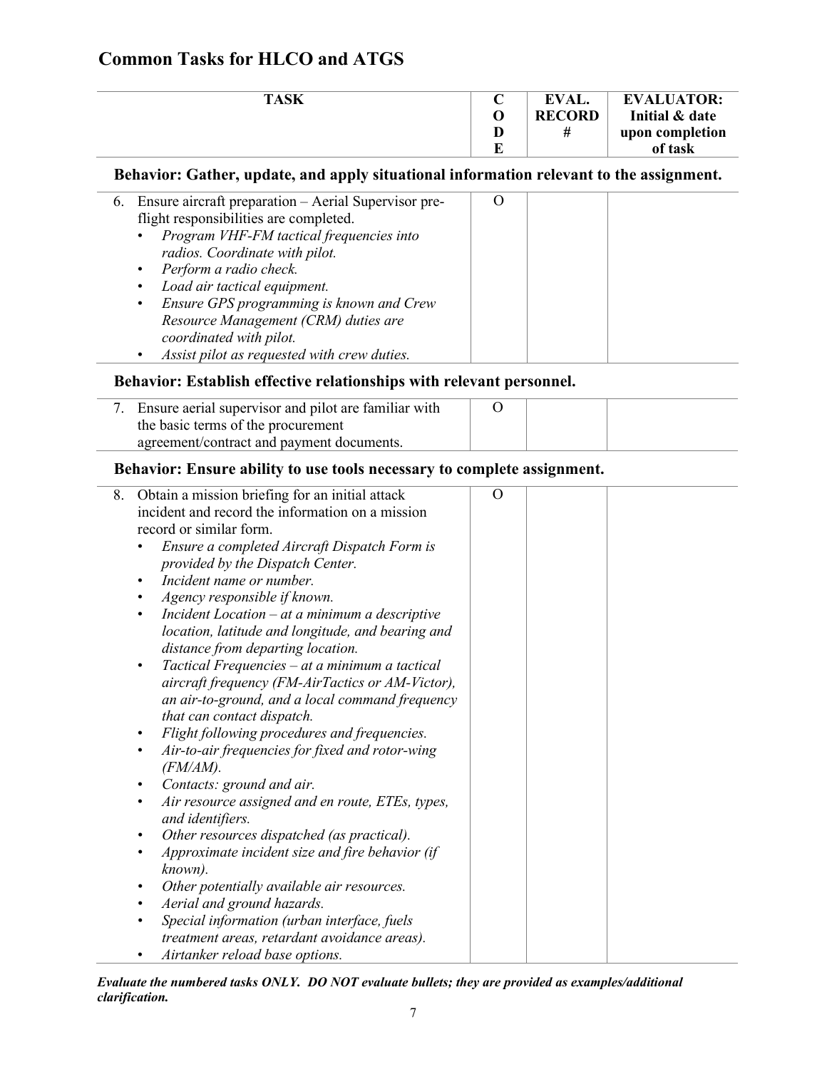## Common Tasks for HLCO and ATGS

| TASK | CODE | EVAL. RECORD # | EVALUATOR: Initial & date upon completion of task |
|---|---|---|---|
| **Behavior: Gather, update, and apply situational information relevant to the assignment.** | | | |
| 6. Ensure aircraft preparation – Aerial Supervisor pre-flight responsibilities are completed.<br>• *Program VHF-FM tactical frequencies into radios. Coordinate with pilot.*<br>• *Perform a radio check.*<br>• *Load air tactical equipment.*<br>• *Ensure GPS programming is known and Crew Resource Management (CRM) duties are coordinated with pilot.*<br>• *Assist pilot as requested with crew duties.* | O | | |
| **Behavior: Establish effective relationships with relevant personnel.** | | | |
| 7. Ensure aerial supervisor and pilot are familiar with the basic terms of the procurement agreement/contract and payment documents. | O | | |
| **Behavior: Ensure ability to use tools necessary to complete assignment.** | | | |
| 8. Obtain a mission briefing for an initial attack incident and record the information on a mission record or similar form.<br>• *Ensure a completed Aircraft Dispatch Form is provided by the Dispatch Center.*<br>• *Incident name or number.*<br>• *Agency responsible if known.*<br>• *Incident Location – at a minimum a descriptive location, latitude and longitude, and bearing and distance from departing location.*<br>• *Tactical Frequencies – at a minimum a tactical aircraft frequency (FM-AirTactics or AM-Victor), an air-to-ground, and a local command frequency that can contact dispatch.*<br>• *Flight following procedures and frequencies.*<br>• *Air-to-air frequencies for fixed and rotor-wing (FM/AM).*<br>• *Contacts: ground and air.*<br>• *Air resource assigned and en route, ETEs, types, and identifiers.*<br>• *Other resources dispatched (as practical).*<br>• *Approximate incident size and fire behavior (if known).*<br>• *Other potentially available air resources.*<br>• *Aerial and ground hazards.*<br>• *Special information (urban interface, fuels treatment areas, retardant avoidance areas).*<br>• *Airtanker reload base options.* | O | | |

***Evaluate the numbered tasks ONLY. DO NOT evaluate bullets; they are provided as examples/additional clarification.***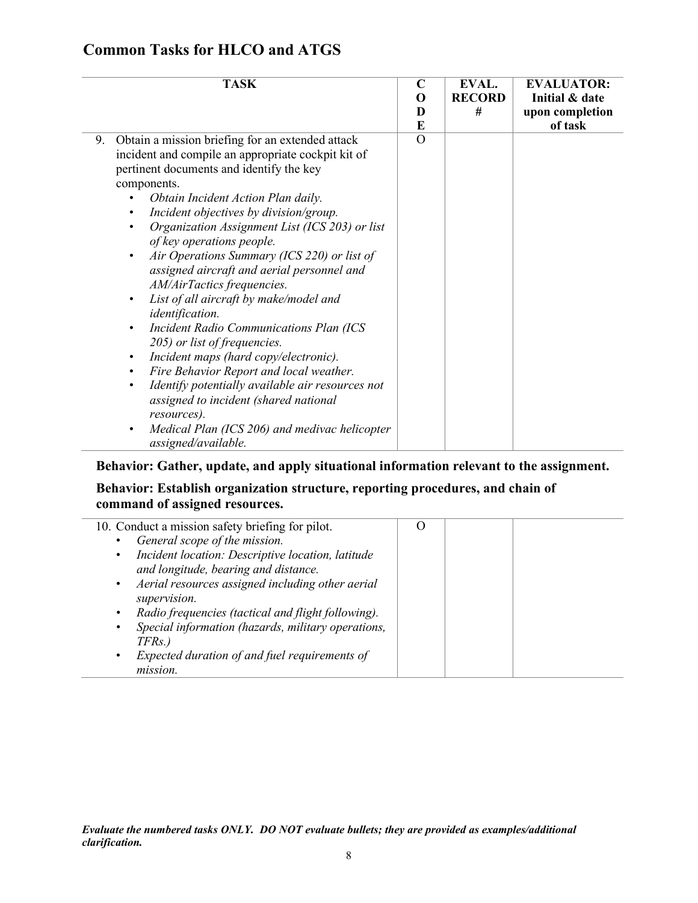## Common Tasks for HLCO and ATGS

| TASK | CODE | EVAL. RECORD # | EVALUATOR: Initial & date upon completion of task |
|---|---|---|---|
| 9. Obtain a mission briefing for an extended attack incident and compile an appropriate cockpit kit of pertinent documents and identify the key components.<br>• *Obtain Incident Action Plan daily.*<br>• *Incident objectives by division/group.*<br>• *Organization Assignment List (ICS 203) or list of key operations people.*<br>• *Air Operations Summary (ICS 220) or list of assigned aircraft and aerial personnel and AM/AirTactics frequencies.*<br>• *List of all aircraft by make/model and identification.*<br>• *Incident Radio Communications Plan (ICS 205) or list of frequencies.*<br>• *Incident maps (hard copy/electronic).*<br>• *Fire Behavior Report and local weather.*<br>• *Identify potentially available air resources not assigned to incident (shared national resources).*<br>• *Medical Plan (ICS 206) and medivac helicopter assigned/available.* | O | | |

**Behavior: Gather, update, and apply situational information relevant to the assignment.**

**Behavior: Establish organization structure, reporting procedures, and chain of command of assigned resources.**

| TASK | CODE | EVAL. RECORD # | EVALUATOR: Initial & date upon completion of task |
|---|---|---|---|
| 10. Conduct a mission safety briefing for pilot.<br>• *General scope of the mission.*<br>• *Incident location: Descriptive location, latitude and longitude, bearing and distance.*<br>• *Aerial resources assigned including other aerial supervision.*<br>• *Radio frequencies (tactical and flight following).*<br>• *Special information (hazards, military operations, TFRs.)*<br>• *Expected duration of and fuel requirements of mission.* | O | | |

***Evaluate the numbered tasks ONLY. DO NOT evaluate bullets; they are provided as examples/additional clarification.***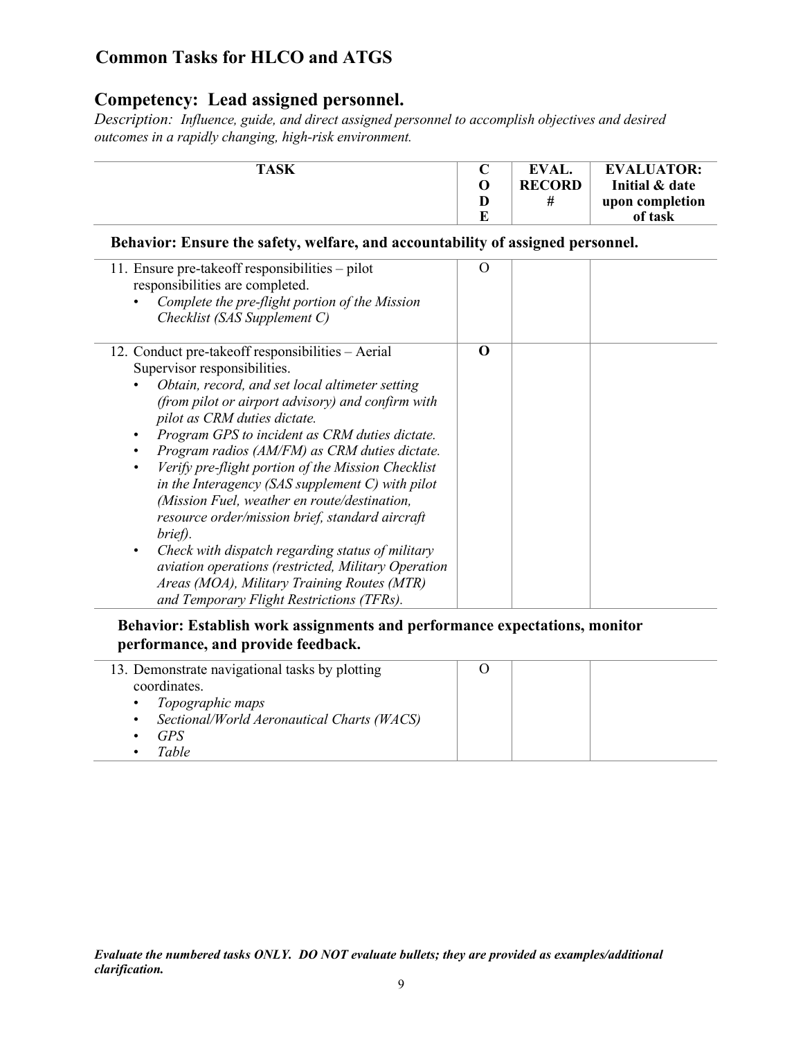## Common Tasks for HLCO and ATGS

## Competency: Lead assigned personnel.

*Description: Influence, guide, and direct assigned personnel to accomplish objectives and desired outcomes in a rapidly changing, high-risk environment.*

| TASK | CODE | EVAL. RECORD # | EVALUATOR: Initial & date upon completion of task |
|---|---|---|---|
| **Behavior: Ensure the safety, welfare, and accountability of assigned personnel.** | | | |
| 11. Ensure pre-takeoff responsibilities – pilot responsibilities are completed.<br>• *Complete the pre-flight portion of the Mission Checklist (SAS Supplement C)* | O | | |
| 12. Conduct pre-takeoff responsibilities – Aerial Supervisor responsibilities.<br>• *Obtain, record, and set local altimeter setting (from pilot or airport advisory) and confirm with pilot as CRM duties dictate.*<br>• *Program GPS to incident as CRM duties dictate.*<br>• *Program radios (AM/FM) as CRM duties dictate.*<br>• *Verify pre-flight portion of the Mission Checklist in the Interagency (SAS supplement C) with pilot (Mission Fuel, weather en route/destination, resource order/mission brief, standard aircraft brief).*<br>• *Check with dispatch regarding status of military aviation operations (restricted, Military Operation Areas (MOA), Military Training Routes (MTR) and Temporary Flight Restrictions (TFRs).* | **O** | | |
| **Behavior: Establish work assignments and performance expectations, monitor performance, and provide feedback.** | | | |
| 13. Demonstrate navigational tasks by plotting coordinates.<br>• *Topographic maps*<br>• *Sectional/World Aeronautical Charts (WACS)*<br>• *GPS*<br>• *Table* | O | | |

***Evaluate the numbered tasks ONLY. DO NOT evaluate bullets; they are provided as examples/additional clarification.***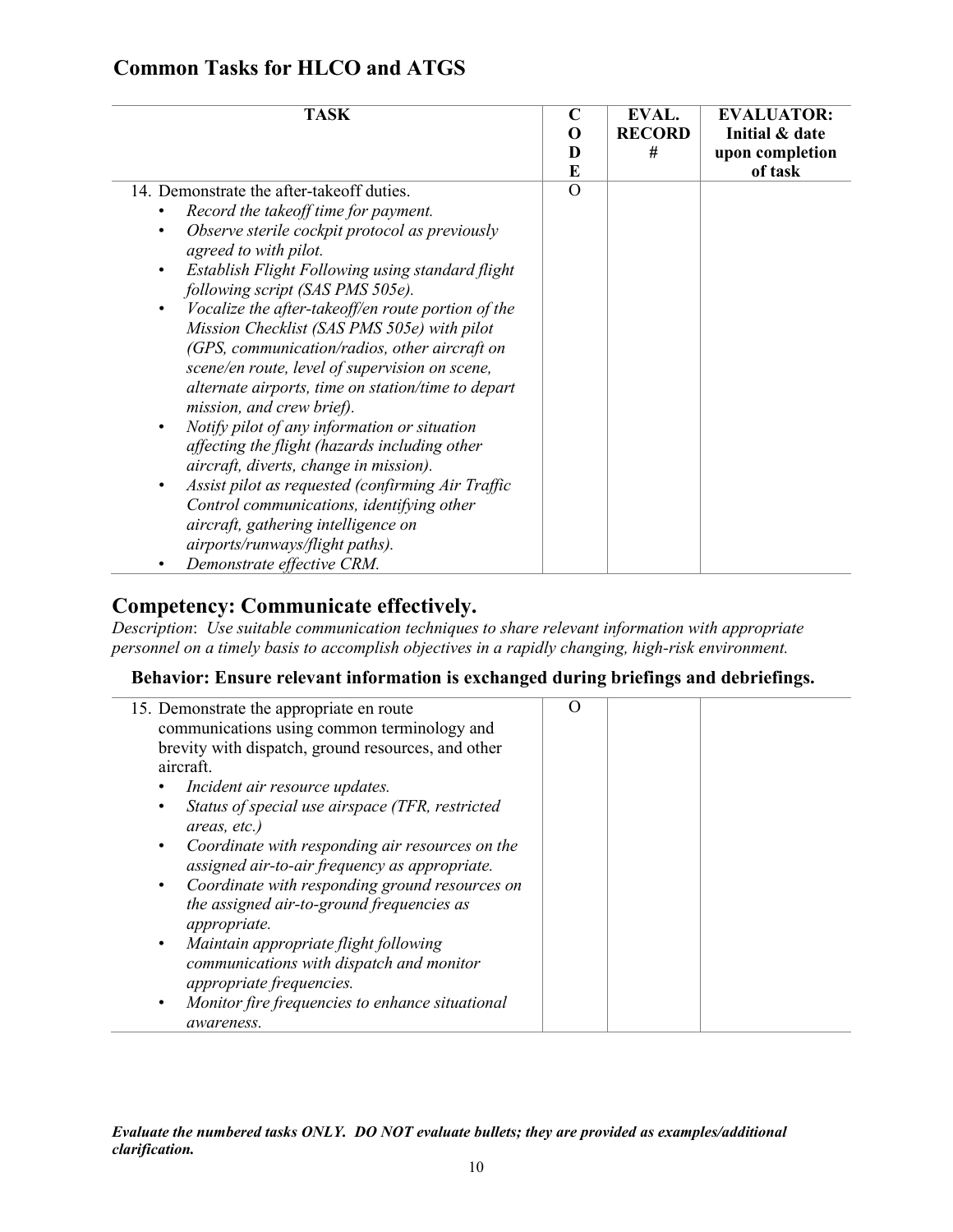## Common Tasks for HLCO and ATGS

| TASK | CODE | EVAL. RECORD # | EVALUATOR: Initial & date upon completion of task |
|---|---|---|---|
| 14. Demonstrate the after-takeoff duties.<br>• *Record the takeoff time for payment.*<br>• *Observe sterile cockpit protocol as previously agreed to with pilot.*<br>• *Establish Flight Following using standard flight following script (SAS PMS 505e).*<br>• *Vocalize the after-takeoff/en route portion of the Mission Checklist (SAS PMS 505e) with pilot (GPS, communication/radios, other aircraft on scene/en route, level of supervision on scene, alternate airports, time on station/time to depart mission, and crew brief).*<br>• *Notify pilot of any information or situation affecting the flight (hazards including other aircraft, diverts, change in mission).*<br>• *Assist pilot as requested (confirming Air Traffic Control communications, identifying other aircraft, gathering intelligence on airports/runways/flight paths).*<br>• *Demonstrate effective CRM.* | O | | |

## Competency: Communicate effectively.

*Description*: *Use suitable communication techniques to share relevant information with appropriate personnel on a timely basis to accomplish objectives in a rapidly changing, high-risk environment.*

### Behavior: Ensure relevant information is exchanged during briefings and debriefings.

| TASK | CODE | EVAL. RECORD # | EVALUATOR: Initial & date upon completion of task |
|---|---|---|---|
| 15. Demonstrate the appropriate en route communications using common terminology and brevity with dispatch, ground resources, and other aircraft.<br>• *Incident air resource updates.*<br>• *Status of special use airspace (TFR, restricted areas, etc.)*<br>• *Coordinate with responding air resources on the assigned air-to-air frequency as appropriate.*<br>• *Coordinate with responding ground resources on the assigned air-to-ground frequencies as appropriate.*<br>• *Maintain appropriate flight following communications with dispatch and monitor appropriate frequencies.*<br>• *Monitor fire frequencies to enhance situational awareness.* | O | | |

***Evaluate the numbered tasks ONLY. DO NOT evaluate bullets; they are provided as examples/additional clarification.***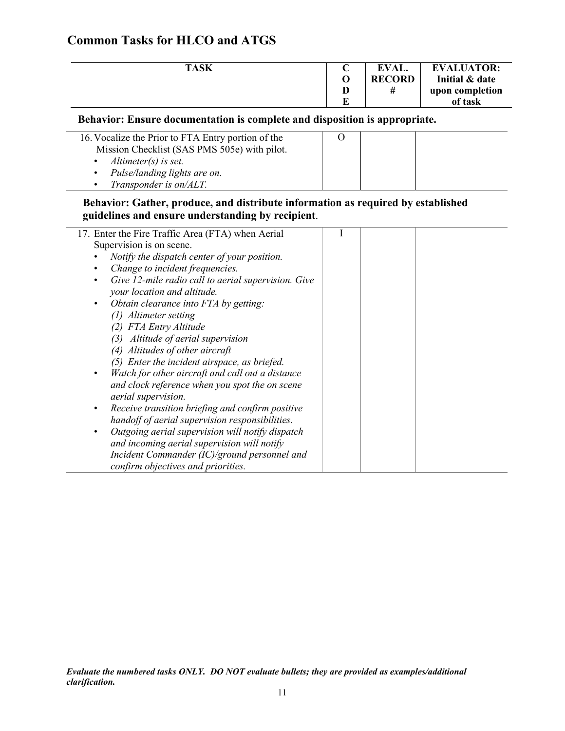## Common Tasks for HLCO and ATGS

| TASK | CODE | EVAL. RECORD # | EVALUATOR: Initial & date upon completion of task |
|---|---|---|---|
| **Behavior: Ensure documentation is complete and disposition is appropriate.** | | | |
| 16. Vocalize the Prior to FTA Entry portion of the Mission Checklist (SAS PMS 505e) with pilot.<br>• *Altimeter(s) is set.*<br>• *Pulse/landing lights are on.*<br>• *Transponder is on/ALT.* | O | | |
| **Behavior: Gather, produce, and distribute information as required by established guidelines and ensure understanding by recipient**. | | | |
| 17. Enter the Fire Traffic Area (FTA) when Aerial Supervision is on scene.<br>• *Notify the dispatch center of your position.*<br>• *Change to incident frequencies.*<br>• *Give 12-mile radio call to aerial supervision. Give your location and altitude.*<br>• *Obtain clearance into FTA by getting:*<br>*(1) Altimeter setting*<br>*(2) FTA Entry Altitude*<br>*(3) Altitude of aerial supervision*<br>*(4) Altitudes of other aircraft*<br>*(5) Enter the incident airspace, as briefed.*<br>• *Watch for other aircraft and call out a distance and clock reference when you spot the on scene aerial supervision.*<br>• *Receive transition briefing and confirm positive handoff of aerial supervision responsibilities.*<br>• *Outgoing aerial supervision will notify dispatch and incoming aerial supervision will notify Incident Commander (IC)/ground personnel and confirm objectives and priorities.* | I | | |

***Evaluate the numbered tasks ONLY. DO NOT evaluate bullets; they are provided as examples/additional clarification.***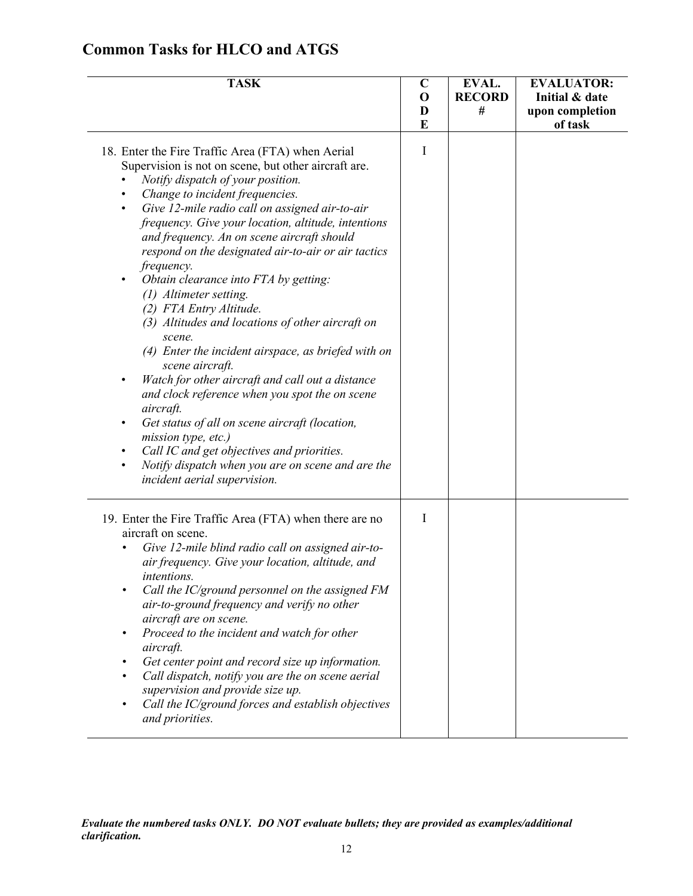## Common Tasks for HLCO and ATGS

| TASK | CODE | EVAL. RECORD # | EVALUATOR: Initial & date upon completion of task |
|---|---|---|---|
| 18. Enter the Fire Traffic Area (FTA) when Aerial Supervision is not on scene, but other aircraft are.<br>• *Notify dispatch of your position.*<br>• *Change to incident frequencies.*<br>• *Give 12-mile radio call on assigned air-to-air frequency. Give your location, altitude, intentions and frequency. An on scene aircraft should respond on the designated air-to-air or air tactics frequency.*<br>• *Obtain clearance into FTA by getting:*<br>*(1) Altimeter setting.*<br>*(2) FTA Entry Altitude.*<br>*(3) Altitudes and locations of other aircraft on scene.*<br>*(4) Enter the incident airspace, as briefed with on scene aircraft.*<br>• *Watch for other aircraft and call out a distance and clock reference when you spot the on scene aircraft.*<br>• *Get status of all on scene aircraft (location, mission type, etc.)*<br>• *Call IC and get objectives and priorities.*<br>• *Notify dispatch when you are on scene and are the incident aerial supervision.* | I | | |
| 19. Enter the Fire Traffic Area (FTA) when there are no aircraft on scene.<br>• *Give 12-mile blind radio call on assigned air-to-air frequency. Give your location, altitude, and intentions.*<br>• *Call the IC/ground personnel on the assigned FM air-to-ground frequency and verify no other aircraft are on scene.*<br>• *Proceed to the incident and watch for other aircraft.*<br>• *Get center point and record size up information.*<br>• *Call dispatch, notify you are the on scene aerial supervision and provide size up.*<br>• *Call the IC/ground forces and establish objectives and priorities.* | I | | |

***Evaluate the numbered tasks ONLY. DO NOT evaluate bullets; they are provided as examples/additional clarification.***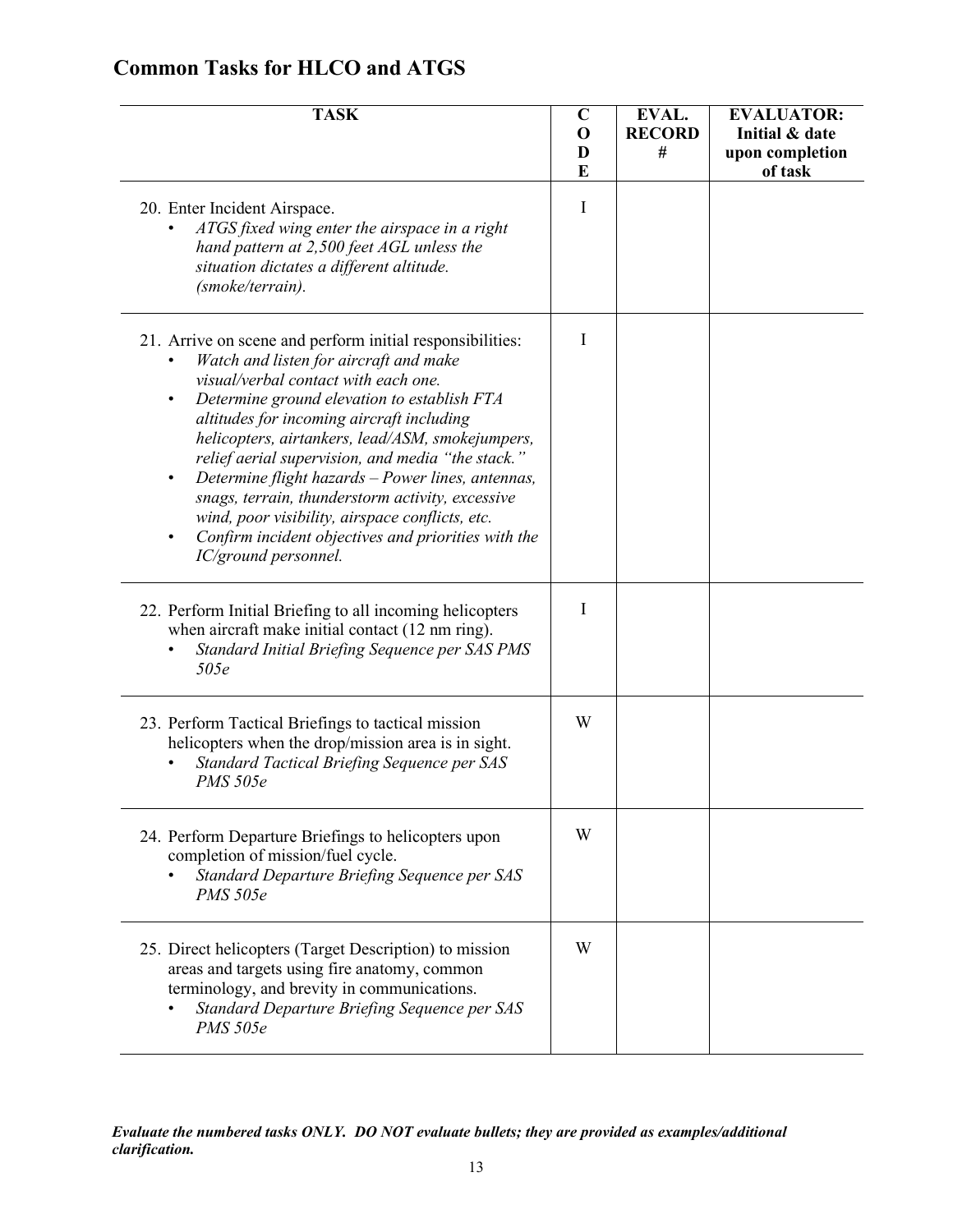## Common Tasks for HLCO and ATGS

| TASK | CODE | EVAL. RECORD # | EVALUATOR: Initial & date upon completion of task |
|---|---|---|---|
| 20. Enter Incident Airspace.<br>• *ATGS fixed wing enter the airspace in a right hand pattern at 2,500 feet AGL unless the situation dictates a different altitude. (smoke/terrain).* | I | | |
| 21. Arrive on scene and perform initial responsibilities:<br>• *Watch and listen for aircraft and make visual/verbal contact with each one.*<br>• *Determine ground elevation to establish FTA altitudes for incoming aircraft including helicopters, airtankers, lead/ASM, smokejumpers, relief aerial supervision, and media "the stack."*<br>• *Determine flight hazards – Power lines, antennas, snags, terrain, thunderstorm activity, excessive wind, poor visibility, airspace conflicts, etc.*<br>• *Confirm incident objectives and priorities with the IC/ground personnel.* | I | | |
| 22. Perform Initial Briefing to all incoming helicopters when aircraft make initial contact (12 nm ring).<br>• *Standard Initial Briefing Sequence per SAS PMS 505e* | I | | |
| 23. Perform Tactical Briefings to tactical mission helicopters when the drop/mission area is in sight.<br>• *Standard Tactical Briefing Sequence per SAS PMS 505e* | W | | |
| 24. Perform Departure Briefings to helicopters upon completion of mission/fuel cycle.<br>• *Standard Departure Briefing Sequence per SAS PMS 505e* | W | | |
| 25. Direct helicopters (Target Description) to mission areas and targets using fire anatomy, common terminology, and brevity in communications.<br>• *Standard Departure Briefing Sequence per SAS PMS 505e* | W | | |

***Evaluate the numbered tasks ONLY. DO NOT evaluate bullets; they are provided as examples/additional clarification.***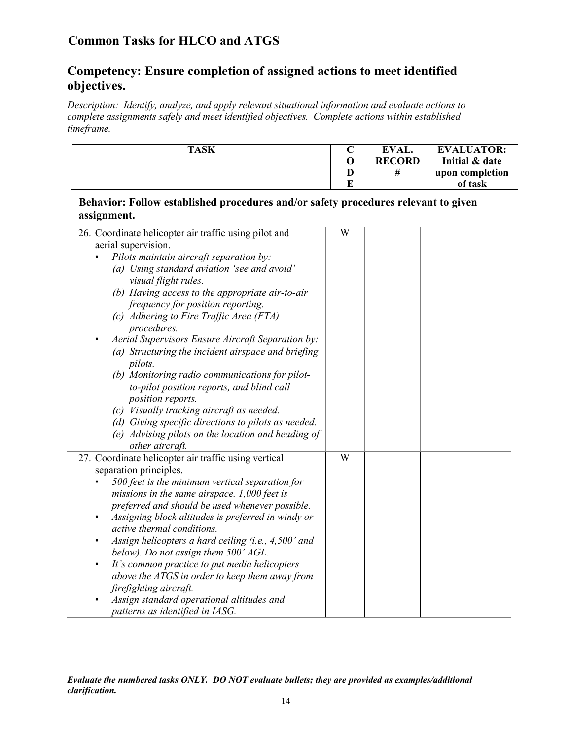## Common Tasks for HLCO and ATGS

## Competency: Ensure completion of assigned actions to meet identified objectives.

*Description: Identify, analyze, and apply relevant situational information and evaluate actions to complete assignments safely and meet identified objectives. Complete actions within established timeframe.*

| TASK | CODE | EVAL. RECORD # | EVALUATOR: Initial & date upon completion of task |
|---|---|---|---|
| **Behavior: Follow established procedures and/or safety procedures relevant to given assignment.** | | | |
| 26. Coordinate helicopter air traffic using pilot and aerial supervision.<br>• *Pilots maintain aircraft separation by:*<br>*(a) Using standard aviation 'see and avoid' visual flight rules.*<br>*(b) Having access to the appropriate air-to-air frequency for position reporting.*<br>*(c) Adhering to Fire Traffic Area (FTA) procedures.*<br>• *Aerial Supervisors Ensure Aircraft Separation by:*<br>*(a) Structuring the incident airspace and briefing pilots.*<br>*(b) Monitoring radio communications for pilot-to-pilot position reports, and blind call position reports.*<br>*(c) Visually tracking aircraft as needed.*<br>*(d) Giving specific directions to pilots as needed.*<br>*(e) Advising pilots on the location and heading of other aircraft.* | W | | |
| 27. Coordinate helicopter air traffic using vertical separation principles.<br>• *500 feet is the minimum vertical separation for missions in the same airspace. 1,000 feet is preferred and should be used whenever possible.*<br>• *Assigning block altitudes is preferred in windy or active thermal conditions.*<br>• *Assign helicopters a hard ceiling (i.e., 4,500' and below). Do not assign them 500' AGL.*<br>• *It's common practice to put media helicopters above the ATGS in order to keep them away from firefighting aircraft.*<br>• *Assign standard operational altitudes and patterns as identified in IASG.* | W | | |

***Evaluate the numbered tasks ONLY. DO NOT evaluate bullets; they are provided as examples/additional clarification.***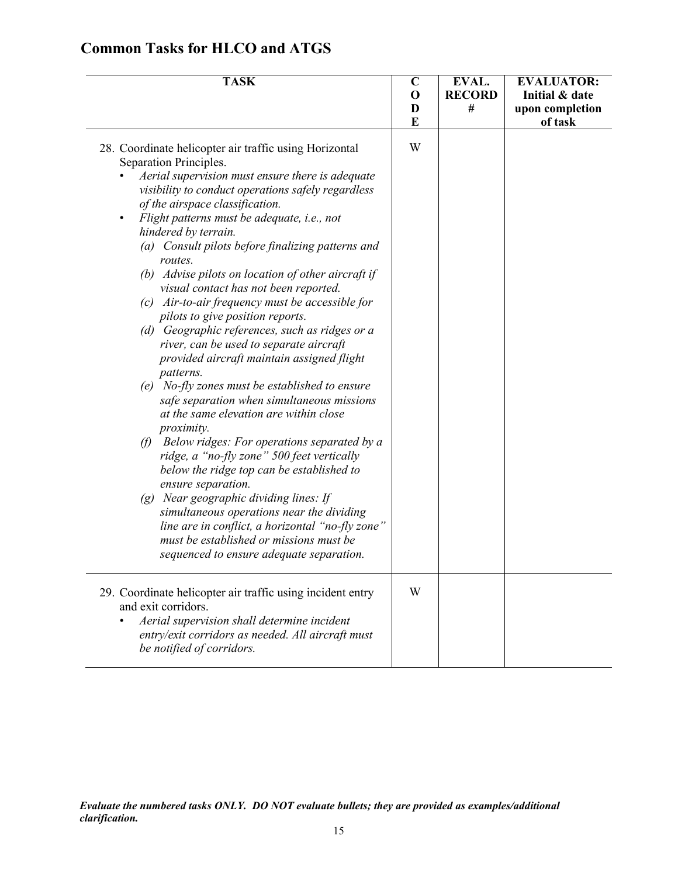## Common Tasks for HLCO and ATGS

| TASK | CODE | EVAL. RECORD # | EVALUATOR: Initial & date upon completion of task |
|---|---|---|---|
| 28. Coordinate helicopter air traffic using Horizontal Separation Principles.<br>• *Aerial supervision must ensure there is adequate visibility to conduct operations safely regardless of the airspace classification.*<br>• *Flight patterns must be adequate, i.e., not hindered by terrain.*<br>*(a) Consult pilots before finalizing patterns and routes.*<br>*(b) Advise pilots on location of other aircraft if visual contact has not been reported.*<br>*(c) Air-to-air frequency must be accessible for pilots to give position reports.*<br>*(d) Geographic references, such as ridges or a river, can be used to separate aircraft provided aircraft maintain assigned flight patterns.*<br>*(e) No-fly zones must be established to ensure safe separation when simultaneous missions at the same elevation are within close proximity.*<br>*(f) Below ridges: For operations separated by a ridge, a "no-fly zone" 500 feet vertically below the ridge top can be established to ensure separation.*<br>*(g) Near geographic dividing lines: If simultaneous operations near the dividing line are in conflict, a horizontal "no-fly zone" must be established or missions must be sequenced to ensure adequate separation.* | W | | |
| 29. Coordinate helicopter air traffic using incident entry and exit corridors.<br>• *Aerial supervision shall determine incident entry/exit corridors as needed. All aircraft must be notified of corridors.* | W | | |

***Evaluate the numbered tasks ONLY. DO NOT evaluate bullets; they are provided as examples/additional clarification.***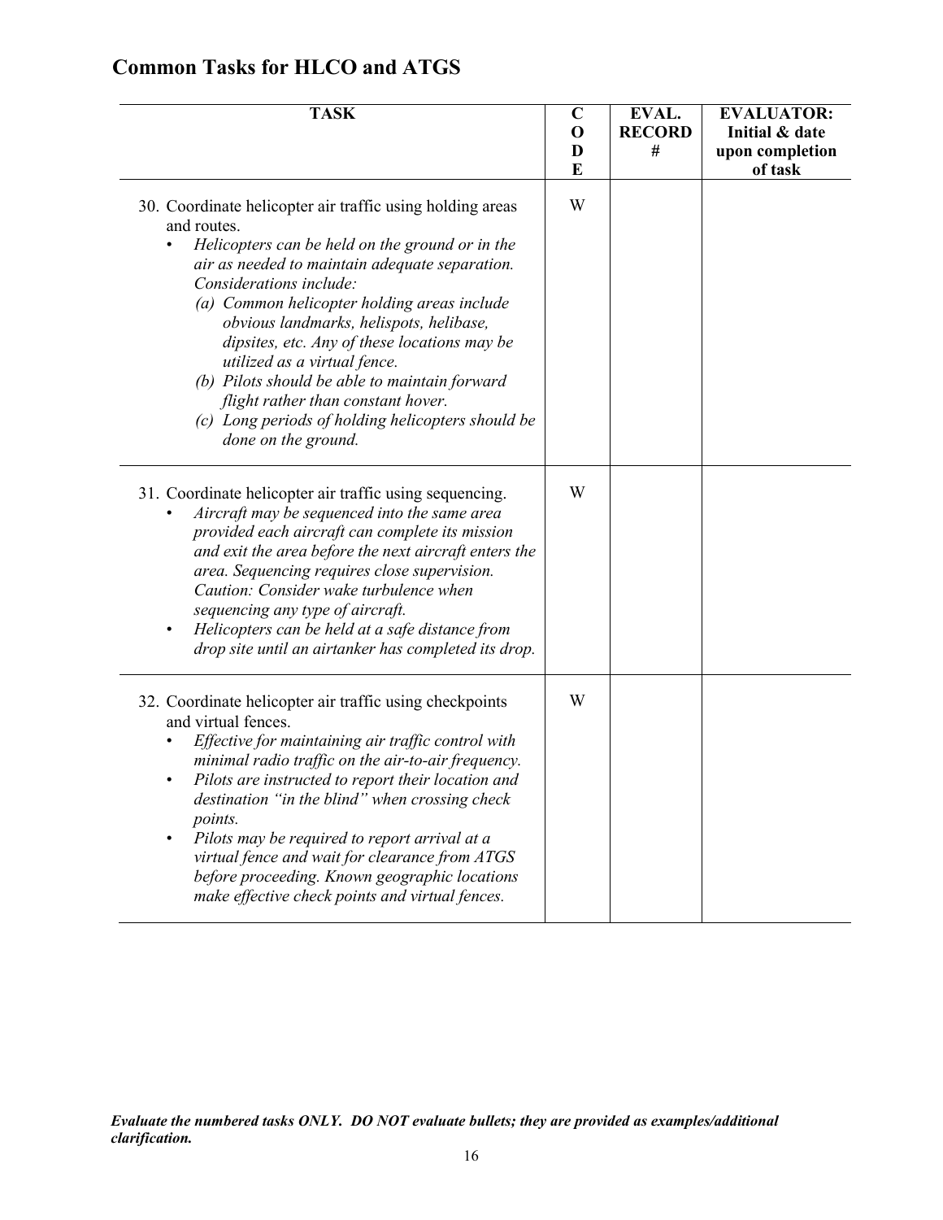## Common Tasks for HLCO and ATGS

| TASK | CODE | EVAL. RECORD # | EVALUATOR: Initial & date upon completion of task |
|---|---|---|---|
| 30. Coordinate helicopter air traffic using holding areas and routes.<br>• *Helicopters can be held on the ground or in the air as needed to maintain adequate separation. Considerations include:*<br>*(a) Common helicopter holding areas include obvious landmarks, helispots, helibase, dipsites, etc. Any of these locations may be utilized as a virtual fence.*<br>*(b) Pilots should be able to maintain forward flight rather than constant hover.*<br>*(c) Long periods of holding helicopters should be done on the ground.* | W | | |
| 31. Coordinate helicopter air traffic using sequencing.<br>• *Aircraft may be sequenced into the same area provided each aircraft can complete its mission and exit the area before the next aircraft enters the area. Sequencing requires close supervision. Caution: Consider wake turbulence when sequencing any type of aircraft.*<br>• *Helicopters can be held at a safe distance from drop site until an airtanker has completed its drop.* | W | | |
| 32. Coordinate helicopter air traffic using checkpoints and virtual fences.<br>• *Effective for maintaining air traffic control with minimal radio traffic on the air-to-air frequency.*<br>• *Pilots are instructed to report their location and destination "in the blind" when crossing check points.*<br>• *Pilots may be required to report arrival at a virtual fence and wait for clearance from ATGS before proceeding. Known geographic locations make effective check points and virtual fences.* | W | | |

***Evaluate the numbered tasks ONLY. DO NOT evaluate bullets; they are provided as examples/additional clarification.***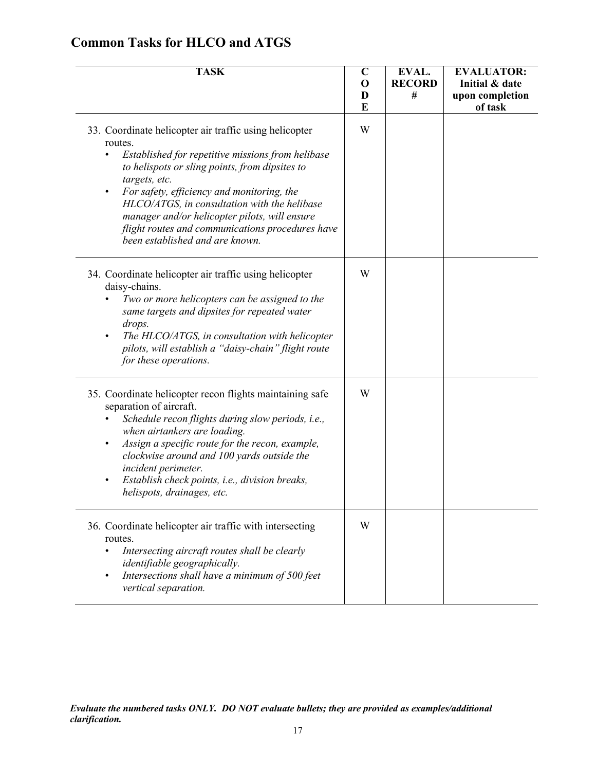## Common Tasks for HLCO and ATGS

| TASK | CODE | EVAL. RECORD # | EVALUATOR: Initial & date upon completion of task |
|---|---|---|---|
| 33. Coordinate helicopter air traffic using helicopter routes.<br>• *Established for repetitive missions from helibase to helispots or sling points, from dipsites to targets, etc.*<br>• *For safety, efficiency and monitoring, the HLCO/ATGS, in consultation with the helibase manager and/or helicopter pilots, will ensure flight routes and communications procedures have been established and are known.* | W | | |
| 34. Coordinate helicopter air traffic using helicopter daisy-chains.<br>• *Two or more helicopters can be assigned to the same targets and dipsites for repeated water drops.*<br>• *The HLCO/ATGS, in consultation with helicopter pilots, will establish a "daisy-chain" flight route for these operations.* | W | | |
| 35. Coordinate helicopter recon flights maintaining safe separation of aircraft.<br>• *Schedule recon flights during slow periods, i.e., when airtankers are loading.*<br>• *Assign a specific route for the recon, example, clockwise around and 100 yards outside the incident perimeter.*<br>• *Establish check points, i.e., division breaks, helispots, drainages, etc.* | W | | |
| 36. Coordinate helicopter air traffic with intersecting routes.<br>• *Intersecting aircraft routes shall be clearly identifiable geographically.*<br>• *Intersections shall have a minimum of 500 feet vertical separation.* | W | | |

***Evaluate the numbered tasks ONLY. DO NOT evaluate bullets; they are provided as examples/additional clarification.***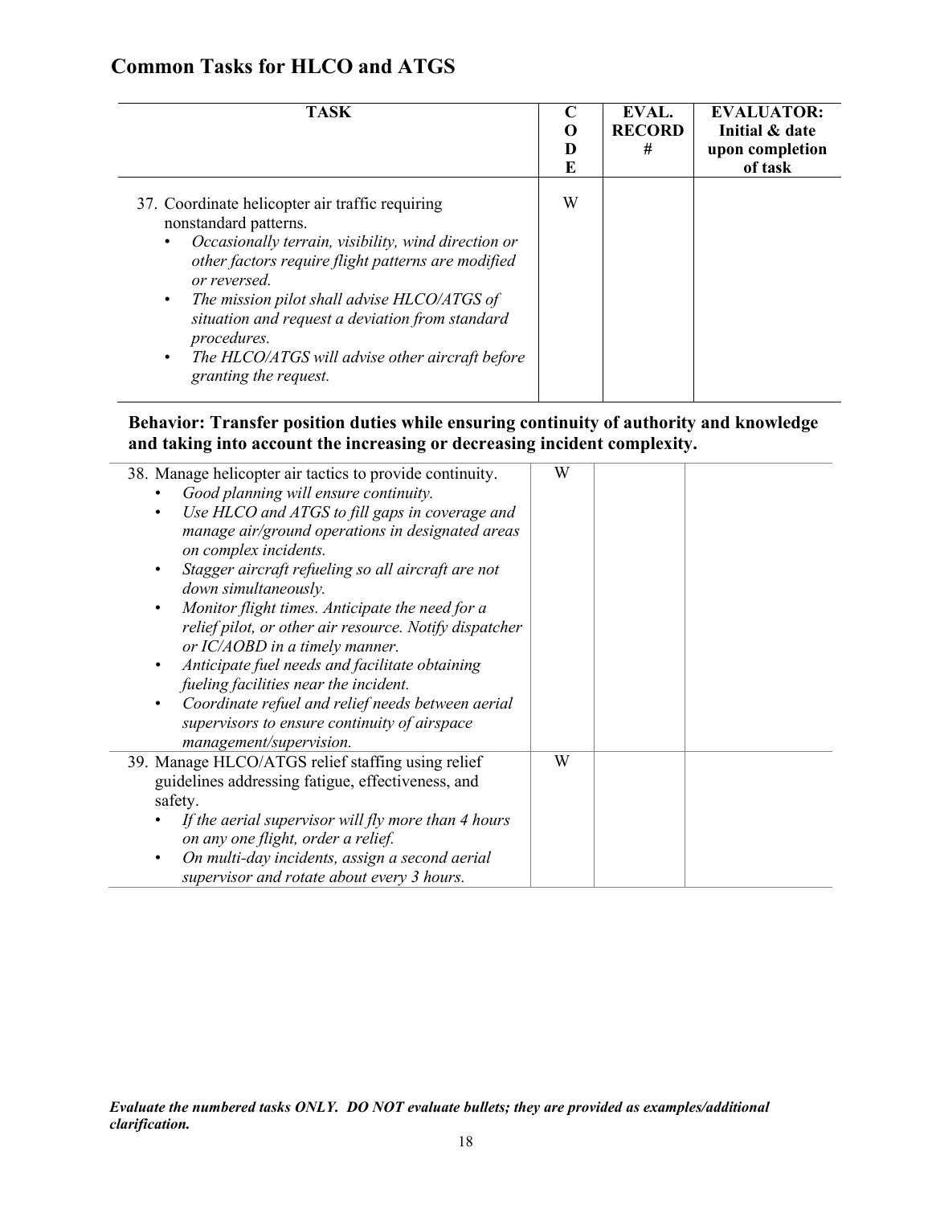## Common Tasks for HLCO and ATGS

| TASK | CODE | EVAL. RECORD # | EVALUATOR: Initial & date upon completion of task |
|---|---|---|---|
| 37. Coordinate helicopter air traffic requiring nonstandard patterns.<br>• *Occasionally terrain, visibility, wind direction or other factors require flight patterns are modified or reversed.*<br>• *The mission pilot shall advise HLCO/ATGS of situation and request a deviation from standard procedures.*<br>• *The HLCO/ATGS will advise other aircraft before granting the request.* | W | | |

**Behavior: Transfer position duties while ensuring continuity of authority and knowledge and taking into account the increasing or decreasing incident complexity.**

| TASK | CODE | EVAL. RECORD # | EVALUATOR: Initial & date upon completion of task |
|---|---|---|---|
| 38. Manage helicopter air tactics to provide continuity.<br>• *Good planning will ensure continuity.*<br>• *Use HLCO and ATGS to fill gaps in coverage and manage air/ground operations in designated areas on complex incidents.*<br>• *Stagger aircraft refueling so all aircraft are not down simultaneously.*<br>• *Monitor flight times. Anticipate the need for a relief pilot, or other air resource. Notify dispatcher or IC/AOBD in a timely manner.*<br>• *Anticipate fuel needs and facilitate obtaining fueling facilities near the incident.*<br>• *Coordinate refuel and relief needs between aerial supervisors to ensure continuity of airspace management/supervision.* | W | | |
| 39. Manage HLCO/ATGS relief staffing using relief guidelines addressing fatigue, effectiveness, and safety.<br>• *If the aerial supervisor will fly more than 4 hours on any one flight, order a relief.*<br>• *On multi-day incidents, assign a second aerial supervisor and rotate about every 3 hours.* | W | | |

***Evaluate the numbered tasks ONLY. DO NOT evaluate bullets; they are provided as examples/additional clarification.***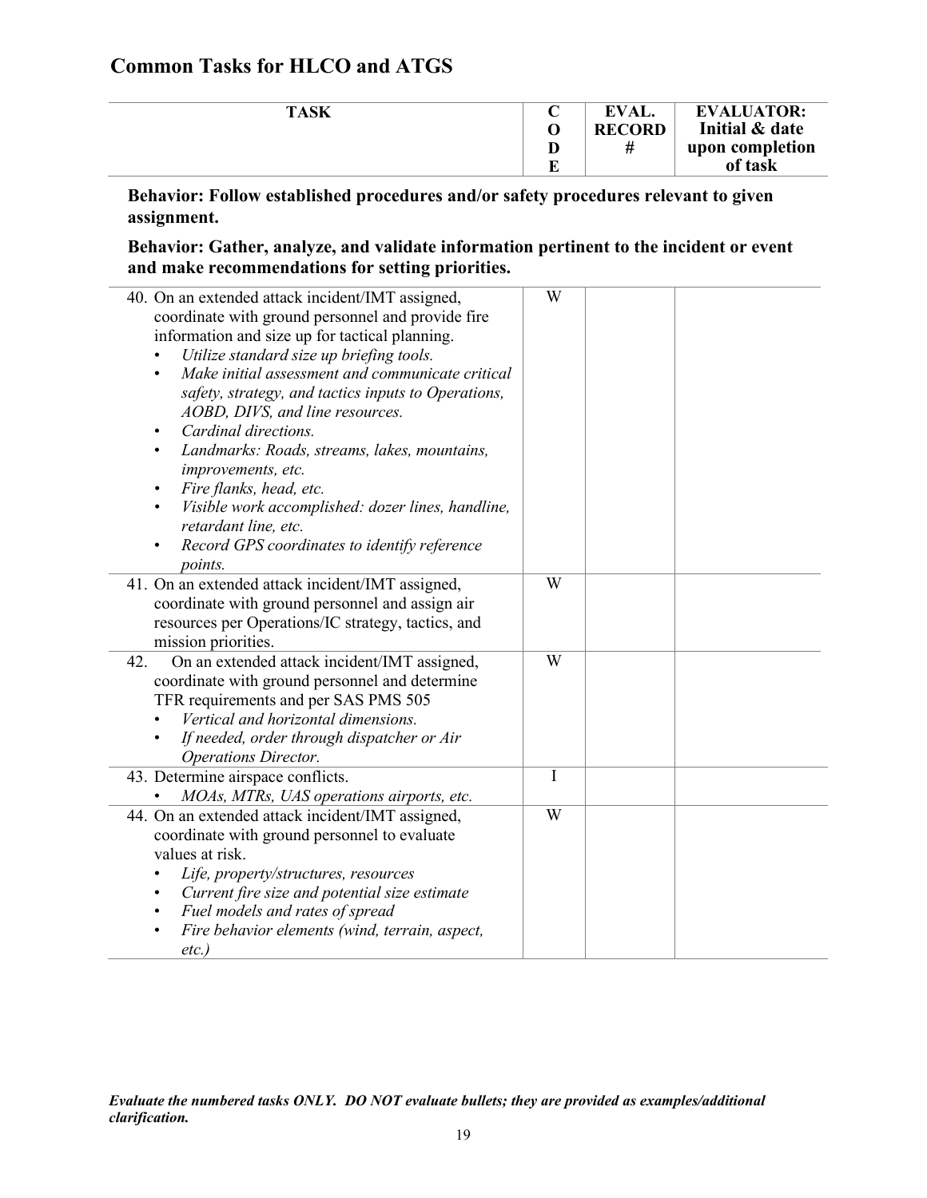## Common Tasks for HLCO and ATGS

| TASK | CODE | EVAL. RECORD # | EVALUATOR: Initial & date upon completion of task |
|---|---|---|---|

**Behavior: Follow established procedures and/or safety procedures relevant to given assignment.**

**Behavior: Gather, analyze, and validate information pertinent to the incident or event and make recommendations for setting priorities.**

| TASK | CODE | EVAL. RECORD # | EVALUATOR: Initial & date upon completion of task |
|---|---|---|---|
| 40. On an extended attack incident/IMT assigned, coordinate with ground personnel and provide fire information and size up for tactical planning. <br>• *Utilize standard size up briefing tools.* <br>• *Make initial assessment and communicate critical safety, strategy, and tactics inputs to Operations, AOBD, DIVS, and line resources.* <br>• *Cardinal directions.* <br>• *Landmarks: Roads, streams, lakes, mountains, improvements, etc.* <br>• *Fire flanks, head, etc.* <br>• *Visible work accomplished: dozer lines, handline, retardant line, etc.* <br>• *Record GPS coordinates to identify reference points.* | W | | |
| 41. On an extended attack incident/IMT assigned, coordinate with ground personnel and assign air resources per Operations/IC strategy, tactics, and mission priorities. | W | | |
| 42. On an extended attack incident/IMT assigned, coordinate with ground personnel and determine TFR requirements and per SAS PMS 505 <br>• *Vertical and horizontal dimensions.* <br>• *If needed, order through dispatcher or Air Operations Director.* | W | | |
| 43. Determine airspace conflicts. <br>• *MOAs, MTRs, UAS operations airports, etc.* | I | | |
| 44. On an extended attack incident/IMT assigned, coordinate with ground personnel to evaluate values at risk. <br>• *Life, property/structures, resources* <br>• *Current fire size and potential size estimate* <br>• *Fuel models and rates of spread* <br>• *Fire behavior elements (wind, terrain, aspect, etc.)* | W | | |

***Evaluate the numbered tasks ONLY. DO NOT evaluate bullets; they are provided as examples/additional clarification.***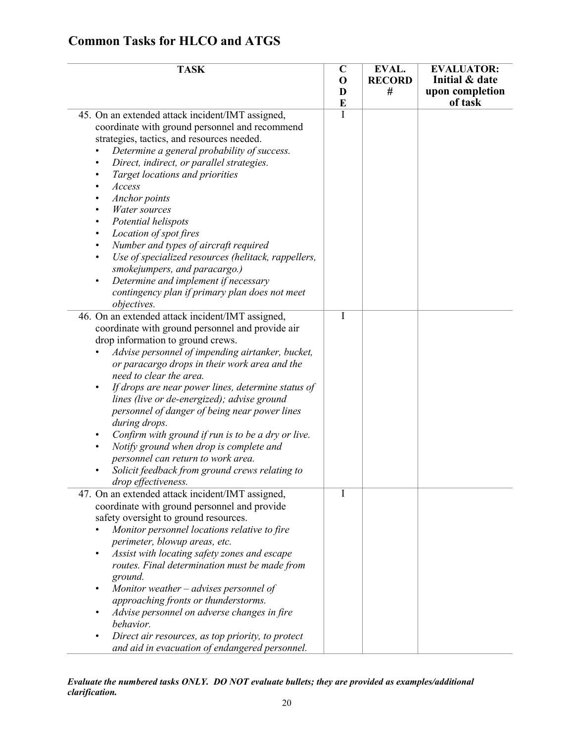## Common Tasks for HLCO and ATGS

| TASK | CODE | EVAL. RECORD # | EVALUATOR: Initial & date upon completion of task |
|---|---|---|---|
| 45. On an extended attack incident/IMT assigned, coordinate with ground personnel and recommend strategies, tactics, and resources needed.<br>• *Determine a general probability of success.*<br>• *Direct, indirect, or parallel strategies.*<br>• *Target locations and priorities*<br>• *Access*<br>• *Anchor points*<br>• *Water sources*<br>• *Potential helispots*<br>• *Location of spot fires*<br>• *Number and types of aircraft required*<br>• *Use of specialized resources (helitack, rappellers, smokejumpers, and paracargo.)*<br>• *Determine and implement if necessary contingency plan if primary plan does not meet objectives.* | I | | |
| 46. On an extended attack incident/IMT assigned, coordinate with ground personnel and provide air drop information to ground crews.<br>• *Advise personnel of impending airtanker, bucket, or paracargo drops in their work area and the need to clear the area.*<br>• *If drops are near power lines, determine status of lines (live or de-energized); advise ground personnel of danger of being near power lines during drops.*<br>• *Confirm with ground if run is to be a dry or live.*<br>• *Notify ground when drop is complete and personnel can return to work area.*<br>• *Solicit feedback from ground crews relating to drop effectiveness.* | I | | |
| 47. On an extended attack incident/IMT assigned, coordinate with ground personnel and provide safety oversight to ground resources.<br>• *Monitor personnel locations relative to fire perimeter, blowup areas, etc.*<br>• *Assist with locating safety zones and escape routes. Final determination must be made from ground.*<br>• *Monitor weather – advises personnel of approaching fronts or thunderstorms.*<br>• *Advise personnel on adverse changes in fire behavior.*<br>• *Direct air resources, as top priority, to protect and aid in evacuation of endangered personnel.* | I | | |

***Evaluate the numbered tasks ONLY. DO NOT evaluate bullets; they are provided as examples/additional clarification.***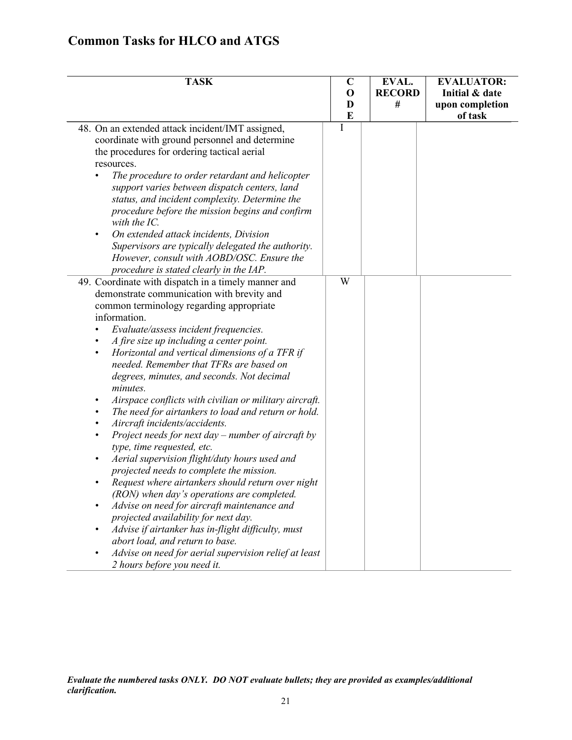# Common Tasks for HLCO and ATGS

| TASK | CODE | EVAL. RECORD # | EVALUATOR: Initial & date upon completion of task |
|---|---|---|---|
| 48. On an extended attack incident/IMT assigned, coordinate with ground personnel and determine the procedures for ordering tactical aerial resources.<br>• *The procedure to order retardant and helicopter support varies between dispatch centers, land status, and incident complexity. Determine the procedure before the mission begins and confirm with the IC.*<br>• *On extended attack incidents, Division Supervisors are typically delegated the authority. However, consult with AOBD/OSC. Ensure the procedure is stated clearly in the IAP.* | I | | |
| 49. Coordinate with dispatch in a timely manner and demonstrate communication with brevity and common terminology regarding appropriate information.<br>• *Evaluate/assess incident frequencies.*<br>• *A fire size up including a center point.*<br>• *Horizontal and vertical dimensions of a TFR if needed. Remember that TFRs are based on degrees, minutes, and seconds. Not decimal minutes.*<br>• *Airspace conflicts with civilian or military aircraft.*<br>• *The need for airtankers to load and return or hold.*<br>• *Aircraft incidents/accidents.*<br>• *Project needs for next day – number of aircraft by type, time requested, etc.*<br>• *Aerial supervision flight/duty hours used and projected needs to complete the mission.*<br>• *Request where airtankers should return over night (RON) when day's operations are completed.*<br>• *Advise on need for aircraft maintenance and projected availability for next day.*<br>• *Advise if airtanker has in-flight difficulty, must abort load, and return to base.*<br>• *Advise on need for aerial supervision relief at least 2 hours before you need it.* | W | | |

***Evaluate the numbered tasks ONLY. DO NOT evaluate bullets; they are provided as examples/additional clarification.***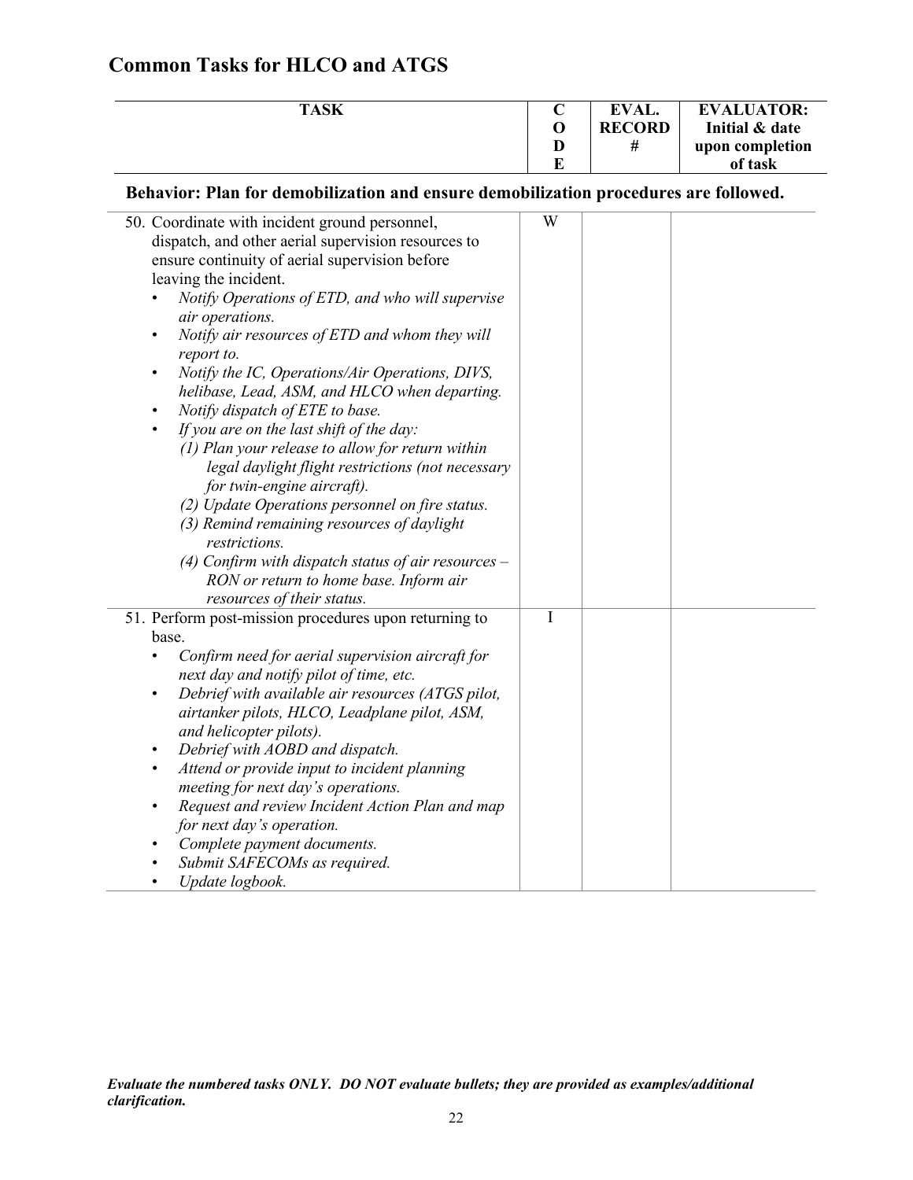## Common Tasks for HLCO and ATGS

| TASK | CODE | EVAL. RECORD # | EVALUATOR: Initial & date upon completion of task |
|---|---|---|---|
| **Behavior: Plan for demobilization and ensure demobilization procedures are followed.** | | | |
| 50. Coordinate with incident ground personnel, dispatch, and other aerial supervision resources to ensure continuity of aerial supervision before leaving the incident.<br>• *Notify Operations of ETD, and who will supervise air operations.*<br>• *Notify air resources of ETD and whom they will report to.*<br>• *Notify the IC, Operations/Air Operations, DIVS, helibase, Lead, ASM, and HLCO when departing.*<br>• *Notify dispatch of ETE to base.*<br>• *If you are on the last shift of the day:*<br>*(1) Plan your release to allow for return within legal daylight flight restrictions (not necessary for twin-engine aircraft).*<br>*(2) Update Operations personnel on fire status.*<br>*(3) Remind remaining resources of daylight restrictions.*<br>*(4) Confirm with dispatch status of air resources – RON or return to home base. Inform air resources of their status.* | W | | |
| 51. Perform post-mission procedures upon returning to base.<br>• *Confirm need for aerial supervision aircraft for next day and notify pilot of time, etc.*<br>• *Debrief with available air resources (ATGS pilot, airtanker pilots, HLCO, Leadplane pilot, ASM, and helicopter pilots).*<br>• *Debrief with AOBD and dispatch.*<br>• *Attend or provide input to incident planning meeting for next day's operations.*<br>• *Request and review Incident Action Plan and map for next day's operation.*<br>• *Complete payment documents.*<br>• *Submit SAFECOMs as required.*<br>• *Update logbook.* | I | | |

***Evaluate the numbered tasks ONLY. DO NOT evaluate bullets; they are provided as examples/additional clarification.***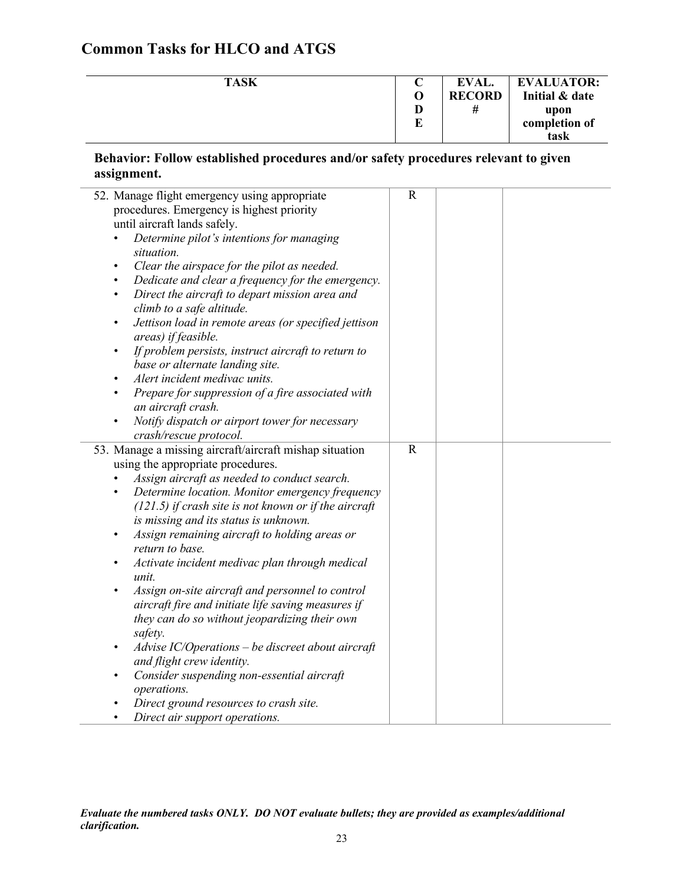## Common Tasks for HLCO and ATGS

| TASK | CODE | EVAL. RECORD # | EVALUATOR: Initial & date upon completion of task |
|---|---|---|---|

**Behavior: Follow established procedures and/or safety procedures relevant to given assignment.**

| TASK | CODE | EVAL. RECORD # | EVALUATOR: Initial & date upon completion of task |
|---|---|---|---|
| 52. Manage flight emergency using appropriate procedures. Emergency is highest priority until aircraft lands safely.<br>• *Determine pilot's intentions for managing situation.*<br>• *Clear the airspace for the pilot as needed.*<br>• *Dedicate and clear a frequency for the emergency.*<br>• *Direct the aircraft to depart mission area and climb to a safe altitude.*<br>• *Jettison load in remote areas (or specified jettison areas) if feasible.*<br>• *If problem persists, instruct aircraft to return to base or alternate landing site.*<br>• *Alert incident medivac units.*<br>• *Prepare for suppression of a fire associated with an aircraft crash.*<br>• *Notify dispatch or airport tower for necessary crash/rescue protocol.* | R | | |
| 53. Manage a missing aircraft/aircraft mishap situation using the appropriate procedures.<br>• *Assign aircraft as needed to conduct search.*<br>• *Determine location. Monitor emergency frequency (121.5) if crash site is not known or if the aircraft is missing and its status is unknown.*<br>• *Assign remaining aircraft to holding areas or return to base.*<br>• *Activate incident medivac plan through medical unit.*<br>• *Assign on-site aircraft and personnel to control aircraft fire and initiate life saving measures if they can do so without jeopardizing their own safety.*<br>• *Advise IC/Operations – be discreet about aircraft and flight crew identity.*<br>• *Consider suspending non-essential aircraft operations.*<br>• *Direct ground resources to crash site.*<br>• *Direct air support operations.* | R | | |

***Evaluate the numbered tasks ONLY. DO NOT evaluate bullets; they are provided as examples/additional clarification.***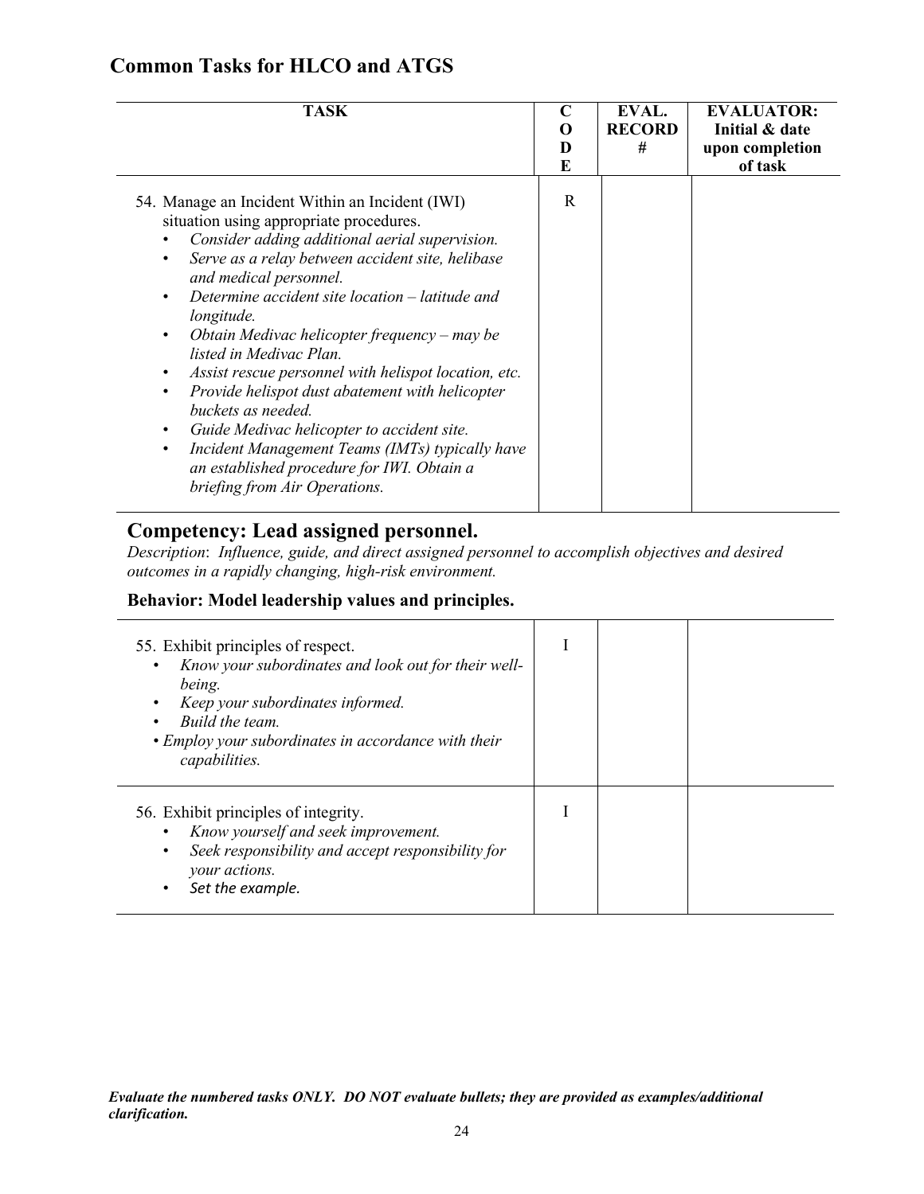## Common Tasks for HLCO and ATGS

| TASK | CODE | EVAL. RECORD # | EVALUATOR: Initial & date upon completion of task |
|---|---|---|---|
| 54. Manage an Incident Within an Incident (IWI) situation using appropriate procedures.<br>• *Consider adding additional aerial supervision.*<br>• *Serve as a relay between accident site, helibase and medical personnel.*<br>• *Determine accident site location – latitude and longitude.*<br>• *Obtain Medivac helicopter frequency – may be listed in Medivac Plan.*<br>• *Assist rescue personnel with helispot location, etc.*<br>• *Provide helispot dust abatement with helicopter buckets as needed.*<br>• *Guide Medivac helicopter to accident site.*<br>• *Incident Management Teams (IMTs) typically have an established procedure for IWI. Obtain a briefing from Air Operations.* | R | | |

## Competency: Lead assigned personnel.

*Description*: *Influence, guide, and direct assigned personnel to accomplish objectives and desired outcomes in a rapidly changing, high-risk environment.*

### Behavior: Model leadership values and principles.

| TASK | CODE | EVAL. RECORD # | EVALUATOR: Initial & date upon completion of task |
|---|---|---|---|
| 55. Exhibit principles of respect.<br>• *Know your subordinates and look out for their well-being.*<br>• *Keep your subordinates informed.*<br>• *Build the team.*<br>• *Employ your subordinates in accordance with their capabilities.* | I | | |
| 56. Exhibit principles of integrity.<br>• *Know yourself and seek improvement.*<br>• *Seek responsibility and accept responsibility for your actions.*<br>• *Set the example.* | I | | |

***Evaluate the numbered tasks ONLY. DO NOT evaluate bullets; they are provided as examples/additional clarification.***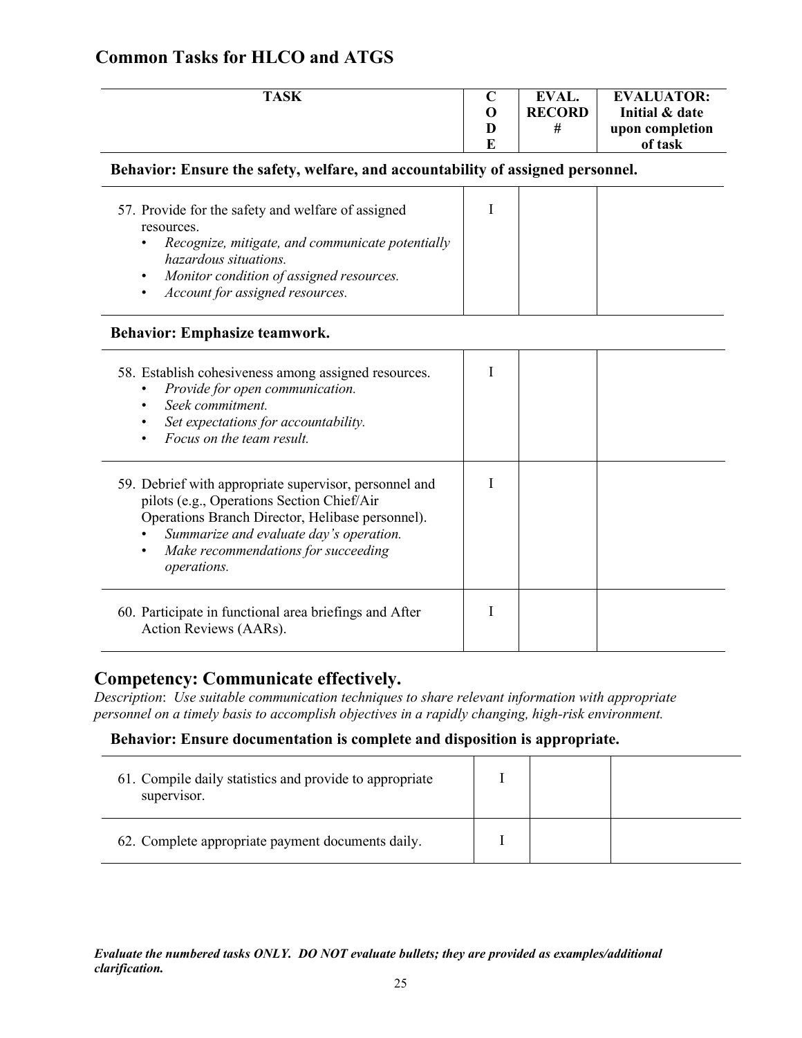## Common Tasks for HLCO and ATGS

| TASK | CODE | EVAL. RECORD # | EVALUATOR: Initial & date upon completion of task |
|---|---|---|---|
| **Behavior: Ensure the safety, welfare, and accountability of assigned personnel.** | | | |
| 57. Provide for the safety and welfare of assigned resources.<br>• *Recognize, mitigate, and communicate potentially hazardous situations.*<br>• *Monitor condition of assigned resources.*<br>• *Account for assigned resources.* | I | | |
| **Behavior: Emphasize teamwork.** | | | |
| 58. Establish cohesiveness among assigned resources.<br>• *Provide for open communication.*<br>• *Seek commitment.*<br>• *Set expectations for accountability.*<br>• *Focus on the team result.* | I | | |
| 59. Debrief with appropriate supervisor, personnel and pilots (e.g., Operations Section Chief/Air Operations Branch Director, Helibase personnel).<br>• *Summarize and evaluate day's operation.*<br>• *Make recommendations for succeeding operations.* | I | | |
| 60. Participate in functional area briefings and After Action Reviews (AARs). | I | | |

## Competency: Communicate effectively.

*Description*: *Use suitable communication techniques to share relevant information with appropriate personnel on a timely basis to accomplish objectives in a rapidly changing, high-risk environment.*

| TASK | CODE | EVAL. RECORD # | EVALUATOR: Initial & date upon completion of task |
|---|---|---|---|
| **Behavior: Ensure documentation is complete and disposition is appropriate.** | | | |
| 61. Compile daily statistics and provide to appropriate supervisor. | I | | |
| 62. Complete appropriate payment documents daily. | I | | |

***Evaluate the numbered tasks ONLY. DO NOT evaluate bullets; they are provided as examples/additional clarification.***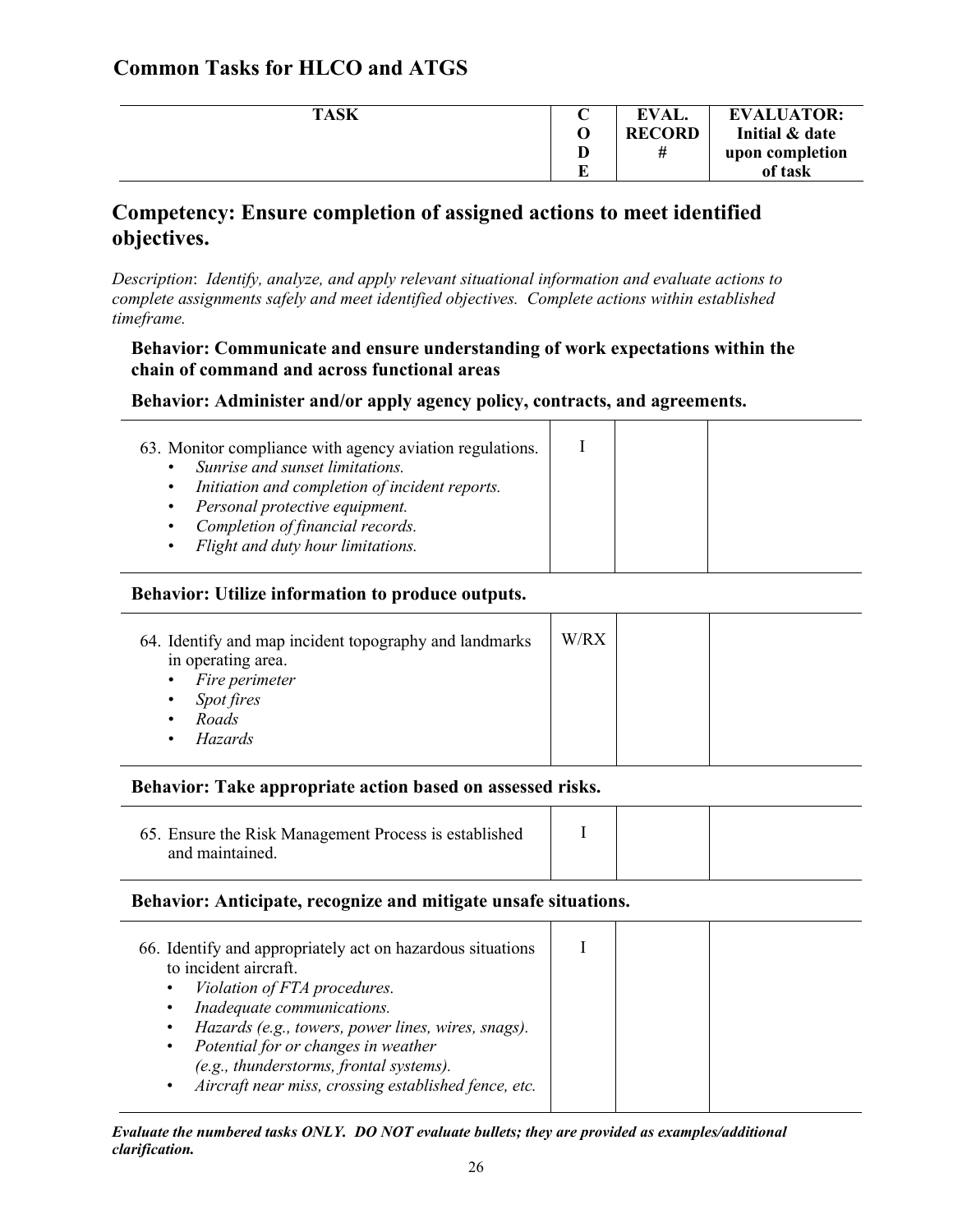## Common Tasks for HLCO and ATGS

| TASK | CODE | EVAL. RECORD # | EVALUATOR: Initial & date upon completion of task |
|---|---|---|---|

## Competency: Ensure completion of assigned actions to meet identified objectives.

*Description*: *Identify, analyze, and apply relevant situational information and evaluate actions to complete assignments safely and meet identified objectives. Complete actions within established timeframe.*

**Behavior: Communicate and ensure understanding of work expectations within the chain of command and across functional areas**

**Behavior: Administer and/or apply agency policy, contracts, and agreements.**

| TASK | CODE | EVAL. RECORD # | EVALUATOR: Initial & date upon completion of task |
|---|---|---|---|
| 63. Monitor compliance with agency aviation regulations.<br>• *Sunrise and sunset limitations.*<br>• *Initiation and completion of incident reports.*<br>• *Personal protective equipment.*<br>• *Completion of financial records.*<br>• *Flight and duty hour limitations.* | I | | |

**Behavior: Utilize information to produce outputs.**

| TASK | CODE | EVAL. RECORD # | EVALUATOR: Initial & date upon completion of task |
|---|---|---|---|
| 64. Identify and map incident topography and landmarks in operating area.<br>• *Fire perimeter*<br>• *Spot fires*<br>• *Roads*<br>• *Hazards* | W/RX | | |

**Behavior: Take appropriate action based on assessed risks.**

| TASK | CODE | EVAL. RECORD # | EVALUATOR: Initial & date upon completion of task |
|---|---|---|---|
| 65. Ensure the Risk Management Process is established and maintained. | I | | |

**Behavior: Anticipate, recognize and mitigate unsafe situations.**

| TASK | CODE | EVAL. RECORD # | EVALUATOR: Initial & date upon completion of task |
|---|---|---|---|
| 66. Identify and appropriately act on hazardous situations to incident aircraft.<br>• *Violation of FTA procedures.*<br>• *Inadequate communications.*<br>• *Hazards (e.g., towers, power lines, wires, snags).*<br>• *Potential for or changes in weather (e.g., thunderstorms, frontal systems).*<br>• *Aircraft near miss, crossing established fence, etc.* | I | | |

***Evaluate the numbered tasks ONLY. DO NOT evaluate bullets; they are provided as examples/additional clarification.***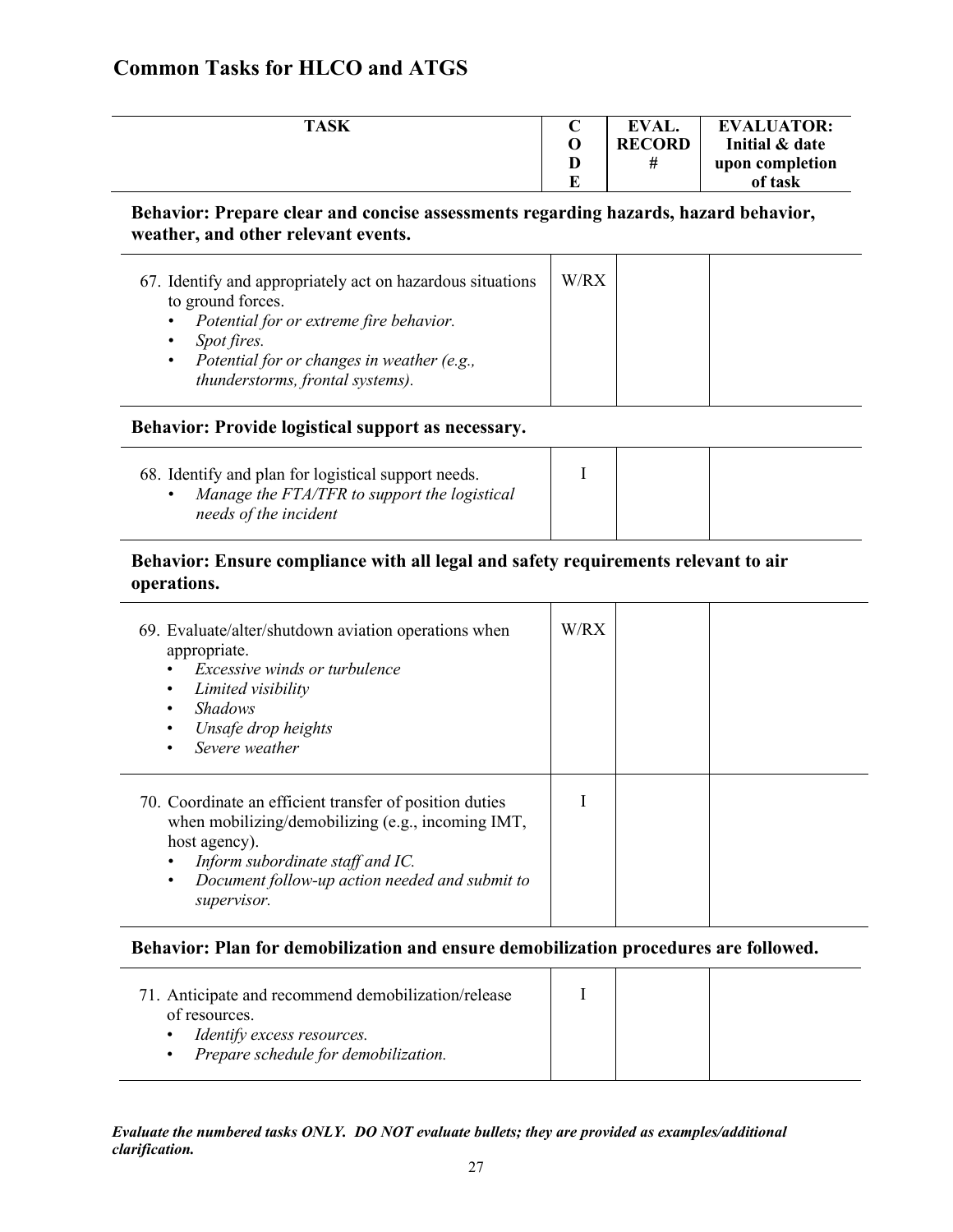## Common Tasks for HLCO and ATGS

| TASK | CODE | EVAL. RECORD # | EVALUATOR: Initial & date upon completion of task |
|---|---|---|---|
| **Behavior: Prepare clear and concise assessments regarding hazards, hazard behavior, weather, and other relevant events.** | | | |
| 67. Identify and appropriately act on hazardous situations to ground forces.<br>• *Potential for or extreme fire behavior.*<br>• *Spot fires.*<br>• *Potential for or changes in weather (e.g., thunderstorms, frontal systems).* | W/RX | | |
| **Behavior: Provide logistical support as necessary.** | | | |
| 68. Identify and plan for logistical support needs.<br>• *Manage the FTA/TFR to support the logistical needs of the incident* | I | | |
| **Behavior: Ensure compliance with all legal and safety requirements relevant to air operations.** | | | |
| 69. Evaluate/alter/shutdown aviation operations when appropriate.<br>• *Excessive winds or turbulence*<br>• *Limited visibility*<br>• *Shadows*<br>• *Unsafe drop heights*<br>• *Severe weather* | W/RX | | |
| 70. Coordinate an efficient transfer of position duties when mobilizing/demobilizing (e.g., incoming IMT, host agency).<br>• *Inform subordinate staff and IC.*<br>• *Document follow-up action needed and submit to supervisor.* | I | | |
| **Behavior: Plan for demobilization and ensure demobilization procedures are followed.** | | | |
| 71. Anticipate and recommend demobilization/release of resources.<br>• *Identify excess resources.*<br>• *Prepare schedule for demobilization.* | I | | |

***Evaluate the numbered tasks ONLY. DO NOT evaluate bullets; they are provided as examples/additional clarification.***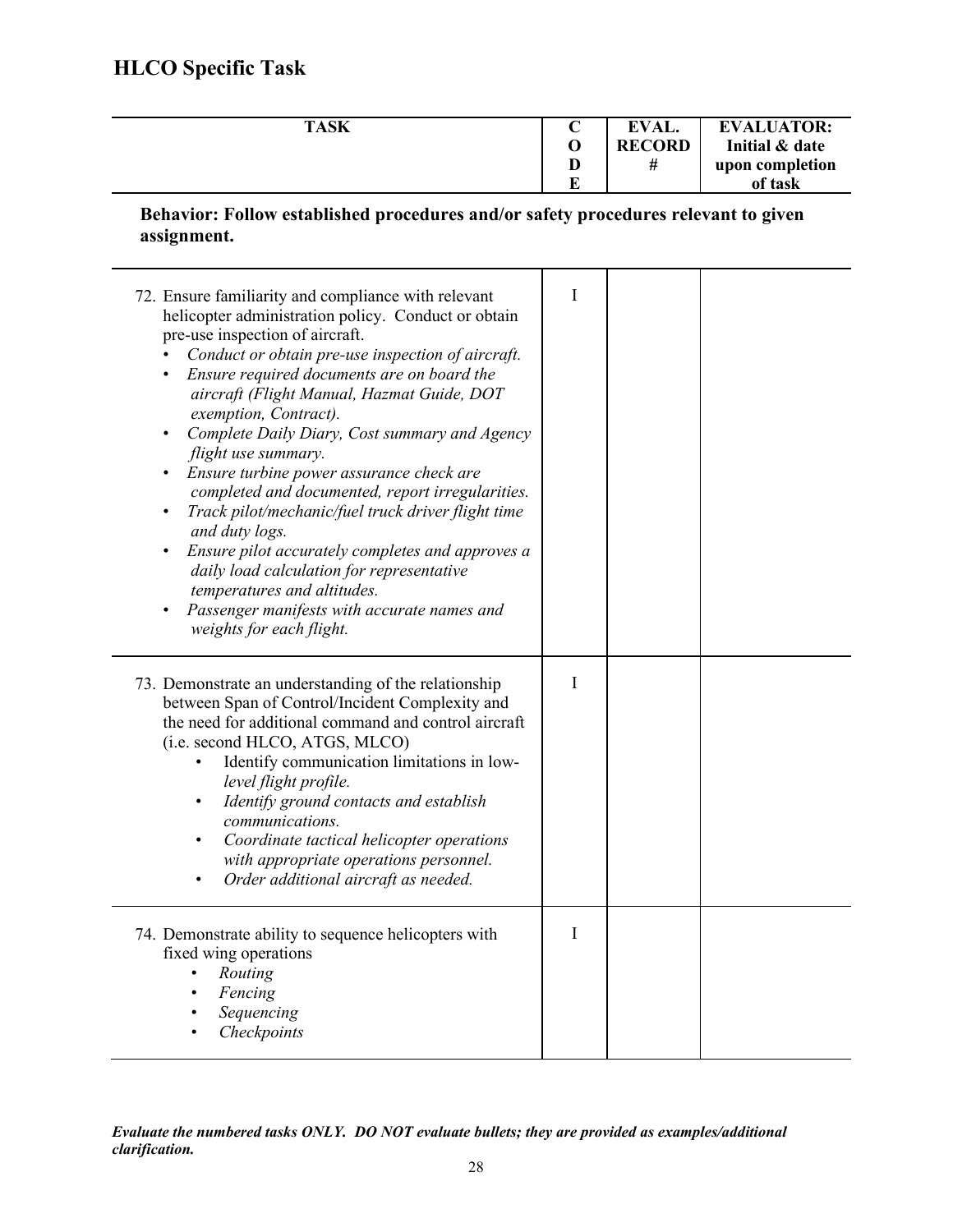# HLCO Specific Task

| TASK | CODE | EVAL. RECORD # | EVALUATOR: Initial & date upon completion of task |
|---|---|---|---|
| **Behavior: Follow established procedures and/or safety procedures relevant to given assignment.** | | | |
| 72. Ensure familiarity and compliance with relevant helicopter administration policy. Conduct or obtain pre-use inspection of aircraft.<br>• *Conduct or obtain pre-use inspection of aircraft.*<br>• *Ensure required documents are on board the aircraft (Flight Manual, Hazmat Guide, DOT exemption, Contract).*<br>• *Complete Daily Diary, Cost summary and Agency flight use summary.*<br>• *Ensure turbine power assurance check are completed and documented, report irregularities.*<br>• *Track pilot/mechanic/fuel truck driver flight time and duty logs.*<br>• *Ensure pilot accurately completes and approves a daily load calculation for representative temperatures and altitudes.*<br>• *Passenger manifests with accurate names and weights for each flight.* | I | | |
| 73. Demonstrate an understanding of the relationship between Span of Control/Incident Complexity and the need for additional command and control aircraft (i.e. second HLCO, ATGS, MLCO)<br>• Identify communication limitations in low-*level flight profile.*<br>• *Identify ground contacts and establish communications.*<br>• *Coordinate tactical helicopter operations with appropriate operations personnel.*<br>• *Order additional aircraft as needed.* | I | | |
| 74. Demonstrate ability to sequence helicopters with fixed wing operations<br>• *Routing*<br>• *Fencing*<br>• *Sequencing*<br>• *Checkpoints* | I | | |

***Evaluate the numbered tasks ONLY. DO NOT evaluate bullets; they are provided as examples/additional clarification.***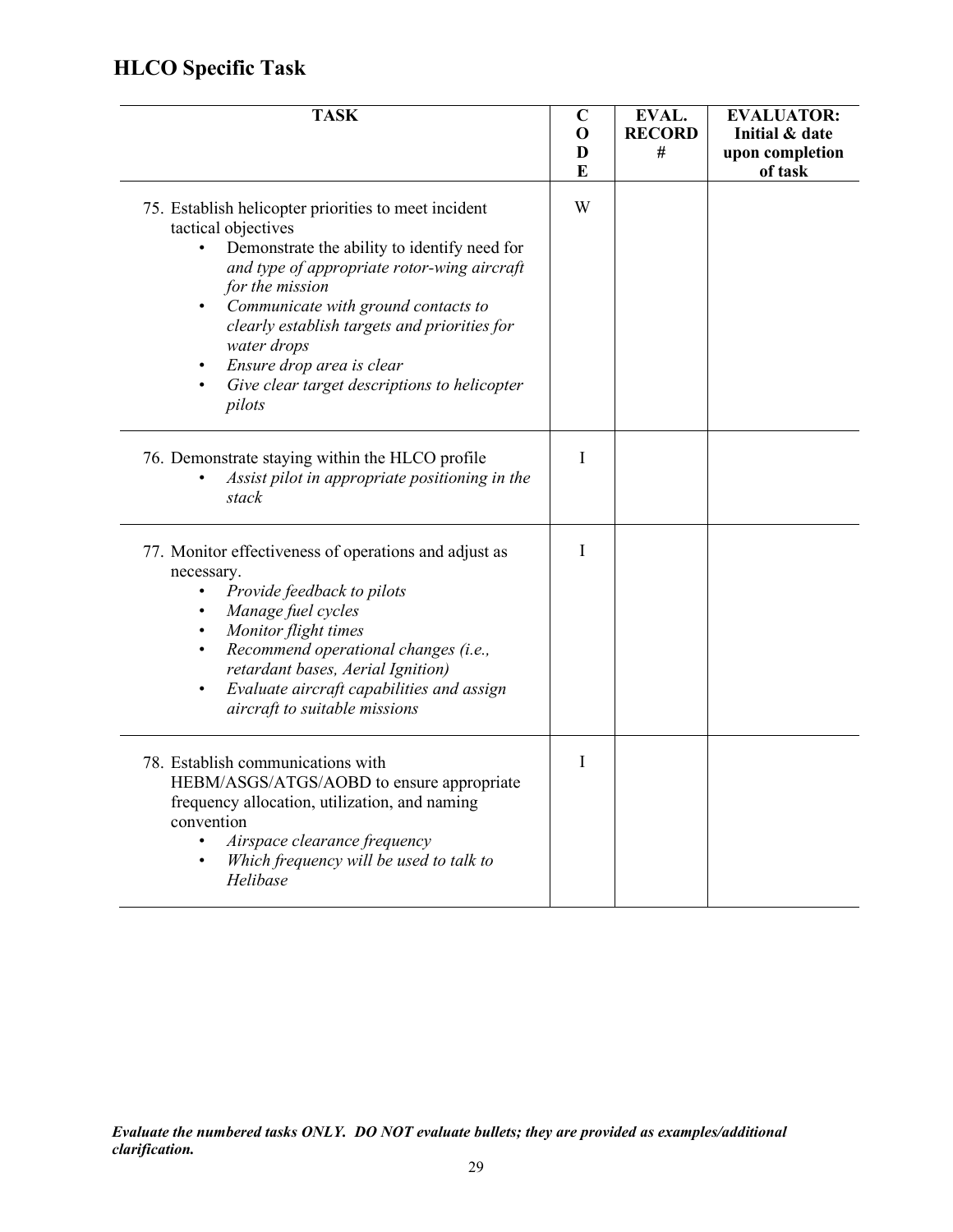## HLCO Specific Task

| TASK | CODE | EVAL. RECORD # | EVALUATOR: Initial & date upon completion of task |
|---|---|---|---|
| 75. Establish helicopter priorities to meet incident tactical objectives<br>• Demonstrate the ability to identify need for *and type of appropriate rotor-wing aircraft for the mission*<br>• *Communicate with ground contacts to clearly establish targets and priorities for water drops*<br>• *Ensure drop area is clear*<br>• *Give clear target descriptions to helicopter pilots* | W | | |
| 76. Demonstrate staying within the HLCO profile<br>• *Assist pilot in appropriate positioning in the stack* | I | | |
| 77. Monitor effectiveness of operations and adjust as necessary.<br>• *Provide feedback to pilots*<br>• *Manage fuel cycles*<br>• *Monitor flight times*<br>• *Recommend operational changes (i.e., retardant bases, Aerial Ignition)*<br>• *Evaluate aircraft capabilities and assign aircraft to suitable missions* | I | | |
| 78. Establish communications with HEBM/ASGS/ATGS/AOBD to ensure appropriate frequency allocation, utilization, and naming convention<br>• *Airspace clearance frequency*<br>• *Which frequency will be used to talk to Helibase* | I | | |

***Evaluate the numbered tasks ONLY. DO NOT evaluate bullets; they are provided as examples/additional clarification.***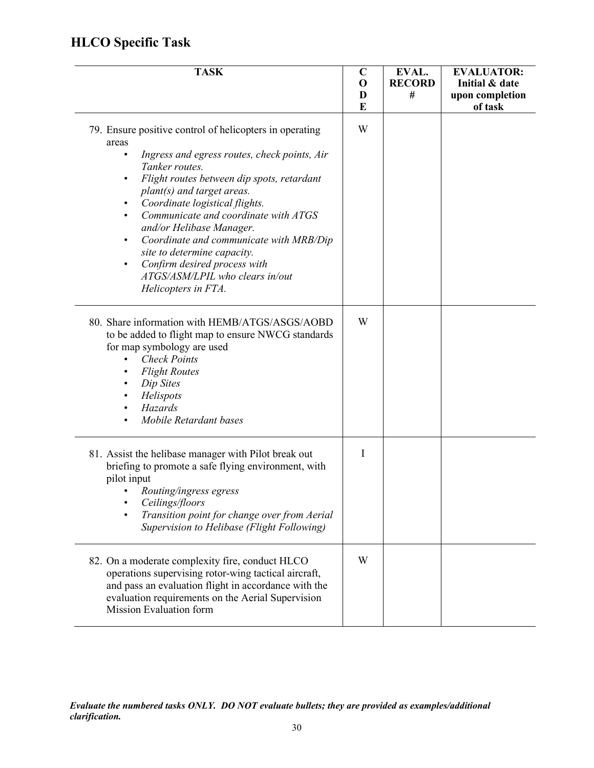## HLCO Specific Task

| TASK | CODE | EVAL. RECORD # | EVALUATOR: Initial & date upon completion of task |
|---|---|---|---|
| 79. Ensure positive control of helicopters in operating areas<br>• *Ingress and egress routes, check points, Air Tanker routes.*<br>• *Flight routes between dip spots, retardant plant(s) and target areas.*<br>• *Coordinate logistical flights.*<br>• *Communicate and coordinate with ATGS and/or Helibase Manager.*<br>• *Coordinate and communicate with MRB/Dip site to determine capacity.*<br>• *Confirm desired process with ATGS/ASM/LPIL who clears in/out Helicopters in FTA.* | W | | |
| 80. Share information with HEMB/ATGS/ASGS/AOBD to be added to flight map to ensure NWCG standards for map symbology are used<br>• *Check Points*<br>• *Flight Routes*<br>• *Dip Sites*<br>• *Helispots*<br>• *Hazards*<br>• *Mobile Retardant bases* | W | | |
| 81. Assist the helibase manager with Pilot break out briefing to promote a safe flying environment, with pilot input<br>• *Routing/ingress egress*<br>• *Ceilings/floors*<br>• *Transition point for change over from Aerial Supervision to Helibase (Flight Following)* | I | | |
| 82. On a moderate complexity fire, conduct HLCO operations supervising rotor-wing tactical aircraft, and pass an evaluation flight in accordance with the evaluation requirements on the Aerial Supervision Mission Evaluation form | W | | |

***Evaluate the numbered tasks ONLY. DO NOT evaluate bullets; they are provided as examples/additional clarification.***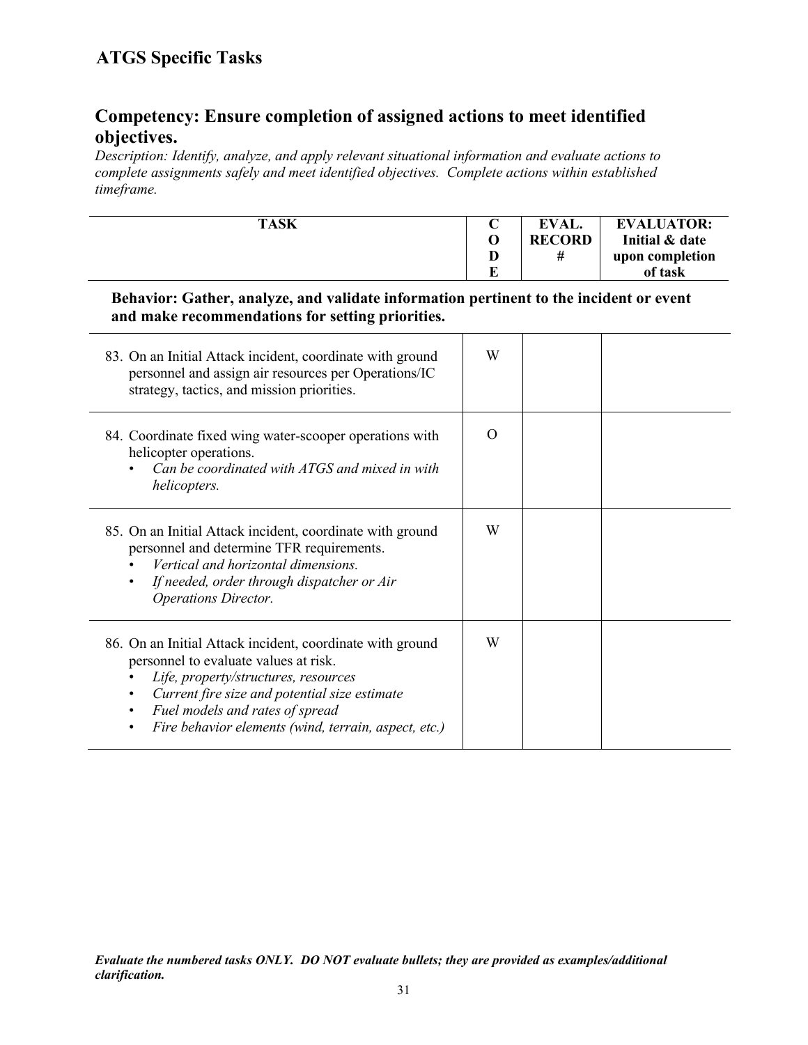## ATGS Specific Tasks

## Competency: Ensure completion of assigned actions to meet identified objectives.

*Description: Identify, analyze, and apply relevant situational information and evaluate actions to complete assignments safely and meet identified objectives. Complete actions within established timeframe.*

| TASK | CODE | EVAL. RECORD # | EVALUATOR: Initial & date upon completion of task |
|---|---|---|---|
| **Behavior: Gather, analyze, and validate information pertinent to the incident or event and make recommendations for setting priorities.** | | | |
| 83. On an Initial Attack incident, coordinate with ground personnel and assign air resources per Operations/IC strategy, tactics, and mission priorities. | W | | |
| 84. Coordinate fixed wing water-scooper operations with helicopter operations.<br>• *Can be coordinated with ATGS and mixed in with helicopters.* | O | | |
| 85. On an Initial Attack incident, coordinate with ground personnel and determine TFR requirements.<br>• *Vertical and horizontal dimensions.*<br>• *If needed, order through dispatcher or Air Operations Director.* | W | | |
| 86. On an Initial Attack incident, coordinate with ground personnel to evaluate values at risk.<br>• *Life, property/structures, resources*<br>• *Current fire size and potential size estimate*<br>• *Fuel models and rates of spread*<br>• *Fire behavior elements (wind, terrain, aspect, etc.)* | W | | |

***Evaluate the numbered tasks ONLY. DO NOT evaluate bullets; they are provided as examples/additional clarification.***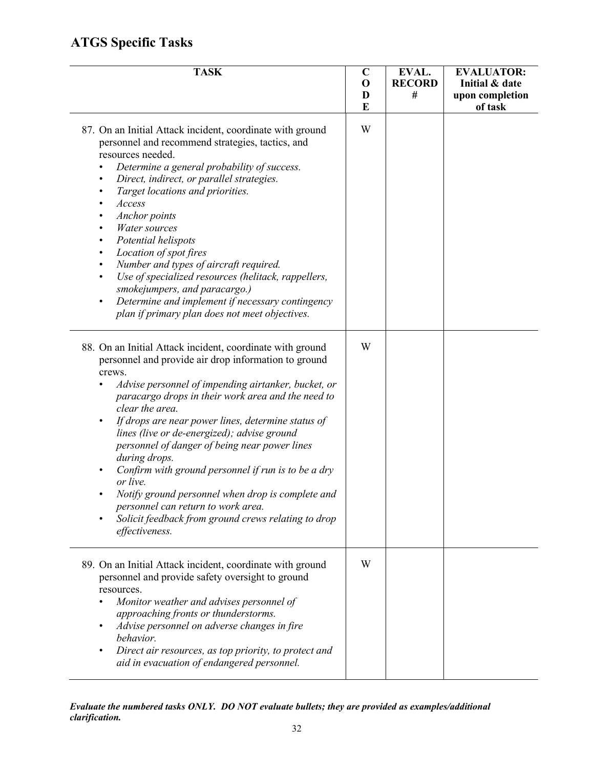## ATGS Specific Tasks

| TASK | CODE | EVAL. RECORD # | EVALUATOR: Initial & date upon completion of task |
|---|---|---|---|
| 87. On an Initial Attack incident, coordinate with ground personnel and recommend strategies, tactics, and resources needed.<br>• *Determine a general probability of success.*<br>• *Direct, indirect, or parallel strategies.*<br>• *Target locations and priorities.*<br>• *Access*<br>• *Anchor points*<br>• *Water sources*<br>• *Potential helispots*<br>• *Location of spot fires*<br>• *Number and types of aircraft required.*<br>• *Use of specialized resources (helitack, rappellers, smokejumpers, and paracargo.)*<br>• *Determine and implement if necessary contingency plan if primary plan does not meet objectives.* | W | | |
| 88. On an Initial Attack incident, coordinate with ground personnel and provide air drop information to ground crews.<br>• *Advise personnel of impending airtanker, bucket, or paracargo drops in their work area and the need to clear the area.*<br>• *If drops are near power lines, determine status of lines (live or de-energized); advise ground personnel of danger of being near power lines during drops.*<br>• *Confirm with ground personnel if run is to be a dry or live.*<br>• *Notify ground personnel when drop is complete and personnel can return to work area.*<br>• *Solicit feedback from ground crews relating to drop effectiveness.* | W | | |
| 89. On an Initial Attack incident, coordinate with ground personnel and provide safety oversight to ground resources.<br>• *Monitor weather and advises personnel of approaching fronts or thunderstorms.*<br>• *Advise personnel on adverse changes in fire behavior.*<br>• *Direct air resources, as top priority, to protect and aid in evacuation of endangered personnel.* | W | | |

***Evaluate the numbered tasks ONLY. DO NOT evaluate bullets; they are provided as examples/additional clarification.***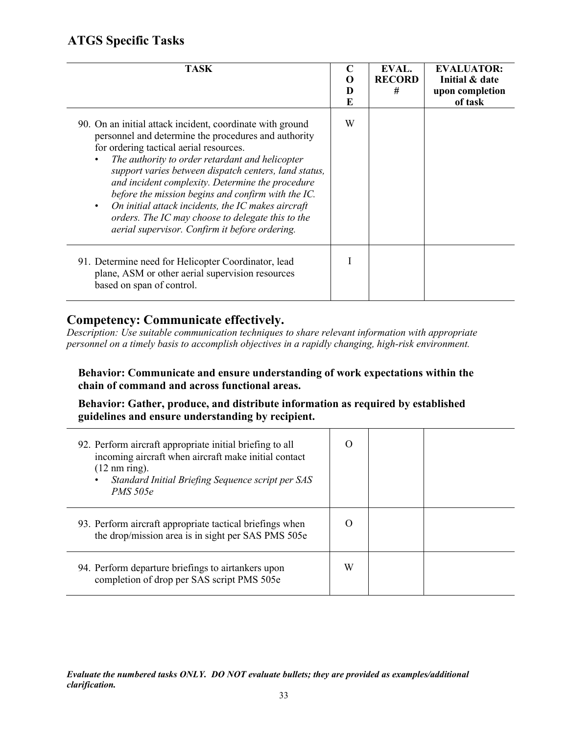## ATGS Specific Tasks

| TASK | CODE | EVAL. RECORD # | EVALUATOR: Initial & date upon completion of task |
|---|---|---|---|
| 90. On an initial attack incident, coordinate with ground personnel and determine the procedures and authority for ordering tactical aerial resources.<br>• *The authority to order retardant and helicopter support varies between dispatch centers, land status, and incident complexity. Determine the procedure before the mission begins and confirm with the IC.*<br>• *On initial attack incidents, the IC makes aircraft orders. The IC may choose to delegate this to the aerial supervisor. Confirm it before ordering.* | W | | |
| 91. Determine need for Helicopter Coordinator, lead plane, ASM or other aerial supervision resources based on span of control. | I | | |

## Competency: Communicate effectively.

*Description: Use suitable communication techniques to share relevant information with appropriate personnel on a timely basis to accomplish objectives in a rapidly changing, high-risk environment.*

**Behavior: Communicate and ensure understanding of work expectations within the chain of command and across functional areas.**

**Behavior: Gather, produce, and distribute information as required by established guidelines and ensure understanding by recipient.**

| TASK | CODE | EVAL. RECORD # | EVALUATOR: Initial & date upon completion of task |
|---|---|---|---|
| 92. Perform aircraft appropriate initial briefing to all incoming aircraft when aircraft make initial contact (12 nm ring).<br>• *Standard Initial Briefing Sequence script per SAS PMS 505e* | O | | |
| 93. Perform aircraft appropriate tactical briefings when the drop/mission area is in sight per SAS PMS 505e | O | | |
| 94. Perform departure briefings to airtankers upon completion of drop per SAS script PMS 505e | W | | |

***Evaluate the numbered tasks ONLY. DO NOT evaluate bullets; they are provided as examples/additional clarification.***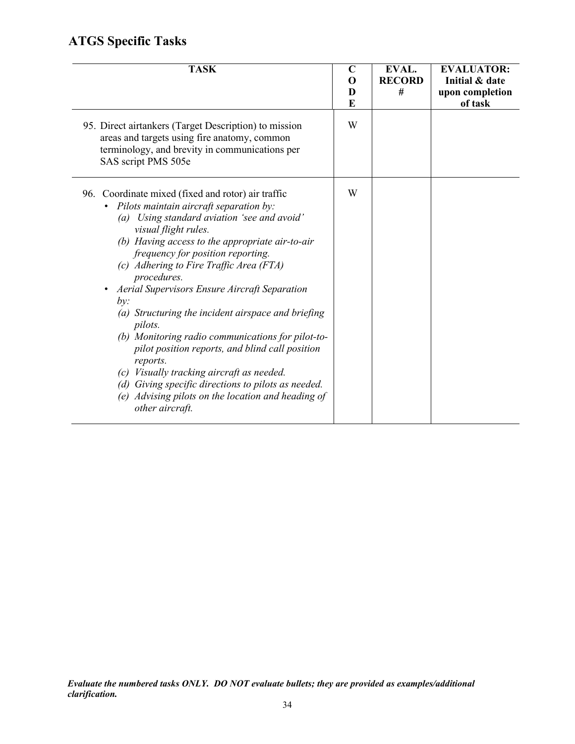## ATGS Specific Tasks

| TASK | CODE | EVAL. RECORD # | EVALUATOR: Initial & date upon completion of task |
|---|---|---|---|
| 95. Direct airtankers (Target Description) to mission areas and targets using fire anatomy, common terminology, and brevity in communications per SAS script PMS 505e | W | | |
| 96. Coordinate mixed (fixed and rotor) air traffic<br>• *Pilots maintain aircraft separation by:*<br>*(a) Using standard aviation 'see and avoid' visual flight rules.*<br>*(b) Having access to the appropriate air-to-air frequency for position reporting.*<br>*(c) Adhering to Fire Traffic Area (FTA) procedures.*<br>• *Aerial Supervisors Ensure Aircraft Separation by:*<br>*(a) Structuring the incident airspace and briefing pilots.*<br>*(b) Monitoring radio communications for pilot-to-pilot position reports, and blind call position reports.*<br>*(c) Visually tracking aircraft as needed.*<br>*(d) Giving specific directions to pilots as needed.*<br>*(e) Advising pilots on the location and heading of other aircraft.* | W | | |

***Evaluate the numbered tasks ONLY. DO NOT evaluate bullets; they are provided as examples/additional clarification.***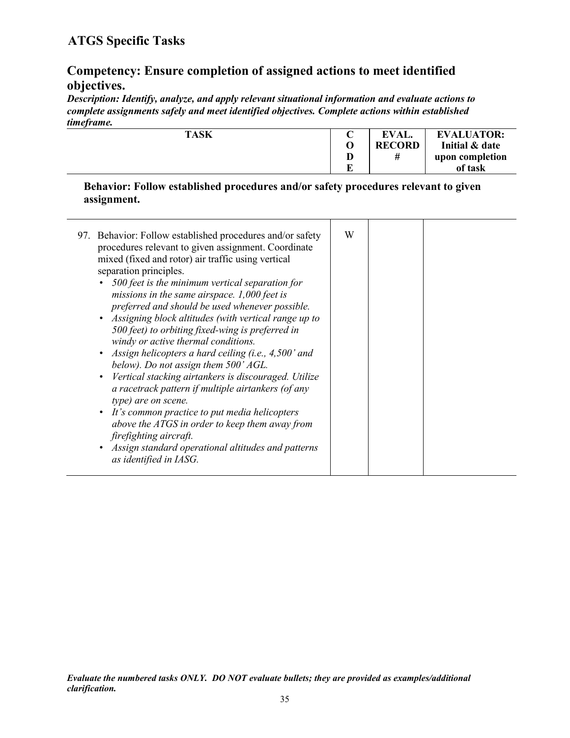## ATGS Specific Tasks

## Competency: Ensure completion of assigned actions to meet identified objectives.

***Description: Identify, analyze, and apply relevant situational information and evaluate actions to complete assignments safely and meet identified objectives. Complete actions within established timeframe.***

| TASK | CODE | EVAL. RECORD # | EVALUATOR: Initial & date upon completion of task |
|---|---|---|---|
| **Behavior: Follow established procedures and/or safety procedures relevant to given assignment.** | | | |
| 97. Behavior: Follow established procedures and/or safety procedures relevant to given assignment. Coordinate mixed (fixed and rotor) air traffic using vertical separation principles.<br>• *500 feet is the minimum vertical separation for missions in the same airspace. 1,000 feet is preferred and should be used whenever possible.*<br>• *Assigning block altitudes (with vertical range up to 500 feet) to orbiting fixed-wing is preferred in windy or active thermal conditions.*<br>• *Assign helicopters a hard ceiling (i.e., 4,500' and below). Do not assign them 500' AGL.*<br>• *Vertical stacking airtankers is discouraged. Utilize a racetrack pattern if multiple airtankers (of any type) are on scene.*<br>• *It's common practice to put media helicopters above the ATGS in order to keep them away from firefighting aircraft.*<br>• *Assign standard operational altitudes and patterns as identified in IASG.* | W | | |

***Evaluate the numbered tasks ONLY. DO NOT evaluate bullets; they are provided as examples/additional clarification.***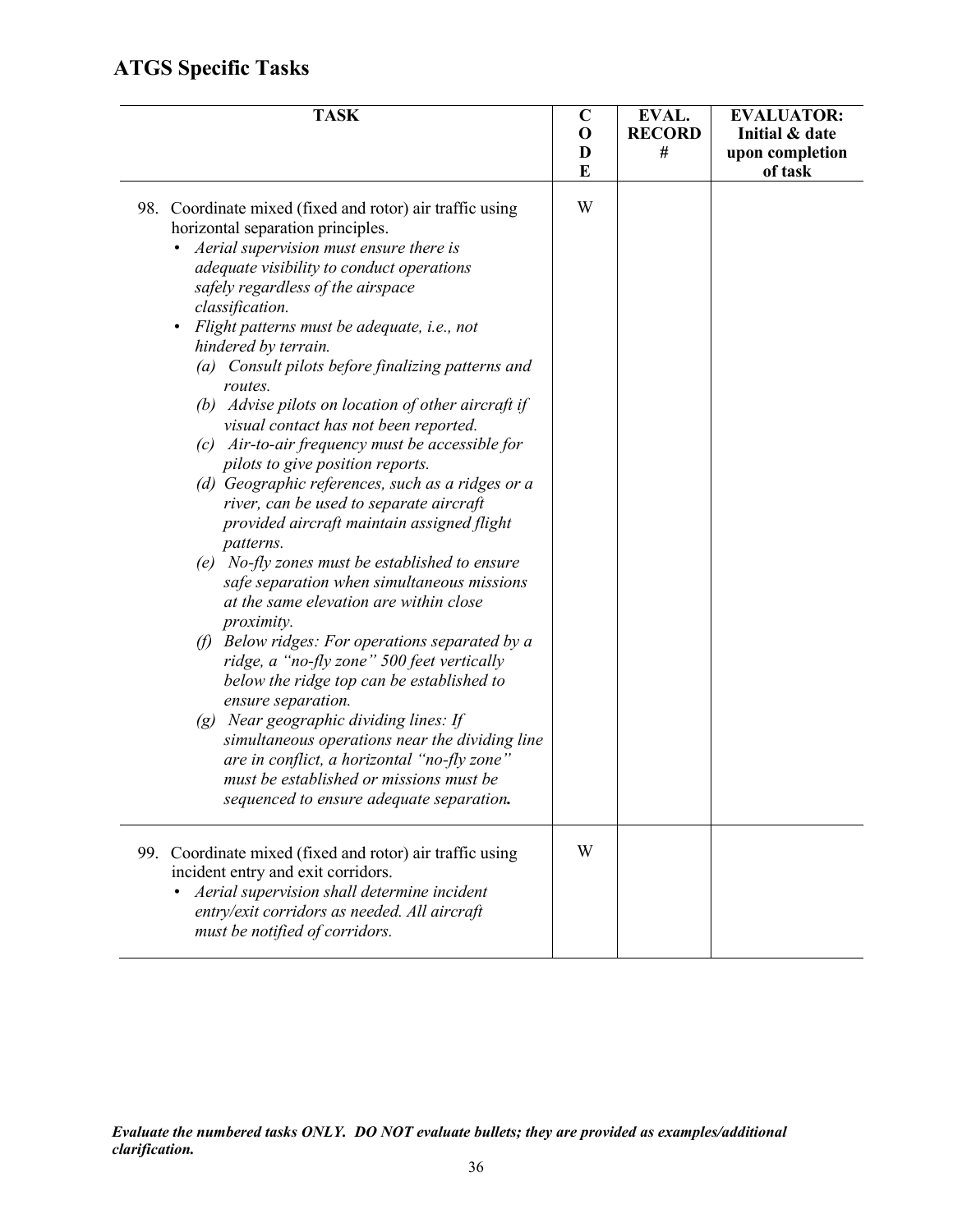## ATGS Specific Tasks

| TASK | CODE | EVAL. RECORD # | EVALUATOR: Initial & date upon completion of task |
|---|---|---|---|
| 98. Coordinate mixed (fixed and rotor) air traffic using horizontal separation principles.<br>• *Aerial supervision must ensure there is adequate visibility to conduct operations safely regardless of the airspace classification.*<br>• *Flight patterns must be adequate, i.e., not hindered by terrain.*<br>*(a) Consult pilots before finalizing patterns and routes.*<br>*(b) Advise pilots on location of other aircraft if visual contact has not been reported.*<br>*(c) Air-to-air frequency must be accessible for pilots to give position reports.*<br>*(d) Geographic references, such as a ridges or a river, can be used to separate aircraft provided aircraft maintain assigned flight patterns.*<br>*(e) No-fly zones must be established to ensure safe separation when simultaneous missions at the same elevation are within close proximity.*<br>*(f) Below ridges: For operations separated by a ridge, a "no-fly zone" 500 feet vertically below the ridge top can be established to ensure separation.*<br>*(g) Near geographic dividing lines: If simultaneous operations near the dividing line are in conflict, a horizontal "no-fly zone" must be established or missions must be sequenced to ensure adequate separation.* | W | | |
| 99. Coordinate mixed (fixed and rotor) air traffic using incident entry and exit corridors.<br>• *Aerial supervision shall determine incident entry/exit corridors as needed. All aircraft must be notified of corridors.* | W | | |

***Evaluate the numbered tasks ONLY. DO NOT evaluate bullets; they are provided as examples/additional clarification.***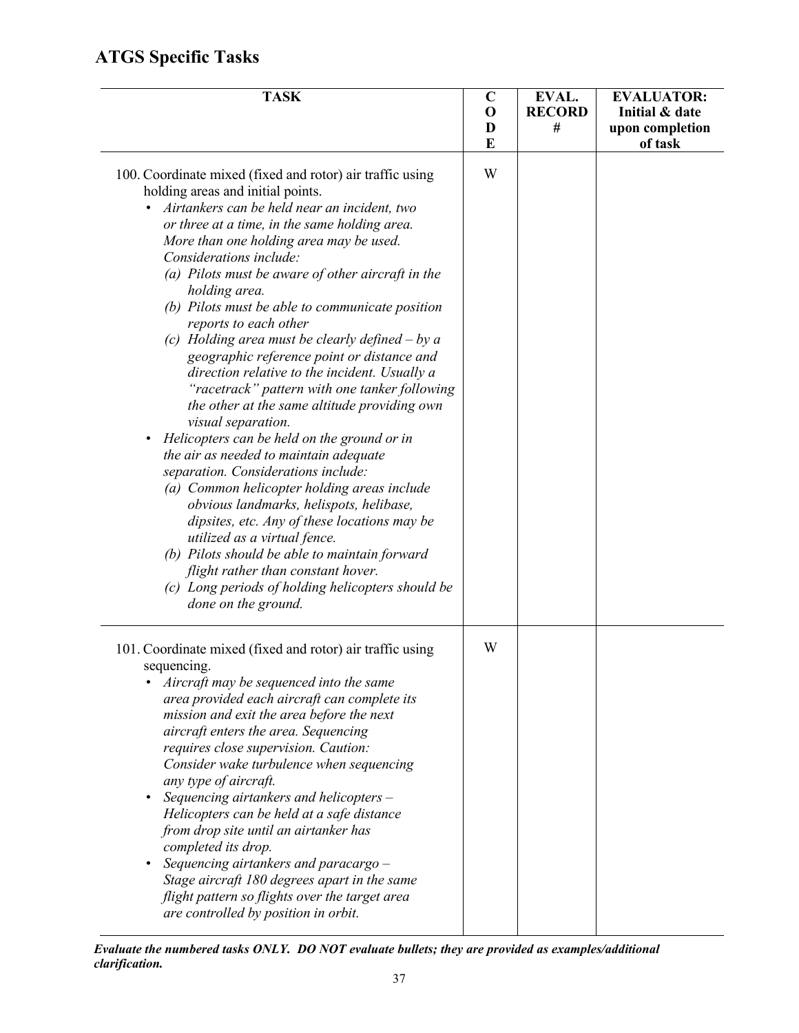## ATGS Specific Tasks

| TASK | CODE | EVAL. RECORD # | EVALUATOR: Initial & date upon completion of task |
|---|---|---|---|
| 100. Coordinate mixed (fixed and rotor) air traffic using holding areas and initial points.<br>• *Airtankers can be held near an incident, two or three at a time, in the same holding area. More than one holding area may be used. Considerations include:*<br>*(a) Pilots must be aware of other aircraft in the holding area.*<br>*(b) Pilots must be able to communicate position reports to each other*<br>*(c) Holding area must be clearly defined – by a geographic reference point or distance and direction relative to the incident. Usually a "racetrack" pattern with one tanker following the other at the same altitude providing own visual separation.*<br>• *Helicopters can be held on the ground or in the air as needed to maintain adequate separation. Considerations include:*<br>*(a) Common helicopter holding areas include obvious landmarks, helispots, helibase, dipsites, etc. Any of these locations may be utilized as a virtual fence.*<br>*(b) Pilots should be able to maintain forward flight rather than constant hover.*<br>*(c) Long periods of holding helicopters should be done on the ground.* | W | | |
| 101. Coordinate mixed (fixed and rotor) air traffic using sequencing.<br>• *Aircraft may be sequenced into the same area provided each aircraft can complete its mission and exit the area before the next aircraft enters the area. Sequencing requires close supervision. Caution: Consider wake turbulence when sequencing any type of aircraft.*<br>• *Sequencing airtankers and helicopters – Helicopters can be held at a safe distance from drop site until an airtanker has completed its drop.*<br>• *Sequencing airtankers and paracargo – Stage aircraft 180 degrees apart in the same flight pattern so flights over the target area are controlled by position in orbit.* | W | | |

***Evaluate the numbered tasks ONLY. DO NOT evaluate bullets; they are provided as examples/additional clarification.***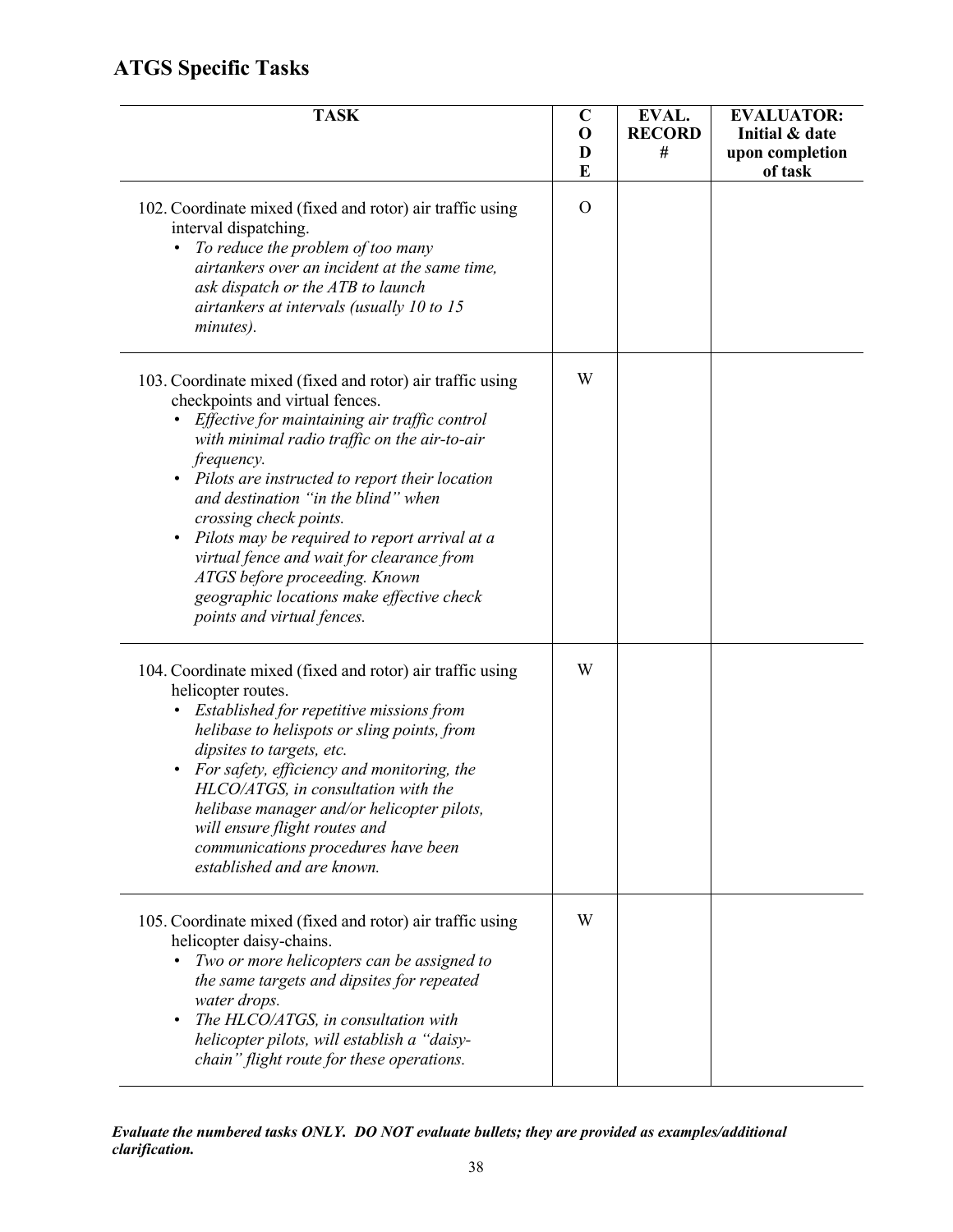## ATGS Specific Tasks

| TASK | CODE | EVAL. RECORD # | EVALUATOR: Initial & date upon completion of task |
|---|---|---|---|
| 102. Coordinate mixed (fixed and rotor) air traffic using interval dispatching.<br>• *To reduce the problem of too many airtankers over an incident at the same time, ask dispatch or the ATB to launch airtankers at intervals (usually 10 to 15 minutes).* | O | | |
| 103. Coordinate mixed (fixed and rotor) air traffic using checkpoints and virtual fences.<br>• *Effective for maintaining air traffic control with minimal radio traffic on the air-to-air frequency.*<br>• *Pilots are instructed to report their location and destination "in the blind" when crossing check points.*<br>• *Pilots may be required to report arrival at a virtual fence and wait for clearance from ATGS before proceeding. Known geographic locations make effective check points and virtual fences.* | W | | |
| 104. Coordinate mixed (fixed and rotor) air traffic using helicopter routes.<br>• *Established for repetitive missions from helibase to helispots or sling points, from dipsites to targets, etc.*<br>• *For safety, efficiency and monitoring, the HLCO/ATGS, in consultation with the helibase manager and/or helicopter pilots, will ensure flight routes and communications procedures have been established and are known.* | W | | |
| 105. Coordinate mixed (fixed and rotor) air traffic using helicopter daisy-chains.<br>• *Two or more helicopters can be assigned to the same targets and dipsites for repeated water drops.*<br>• *The HLCO/ATGS, in consultation with helicopter pilots, will establish a "daisy-chain" flight route for these operations.* | W | | |

***Evaluate the numbered tasks ONLY. DO NOT evaluate bullets; they are provided as examples/additional clarification.***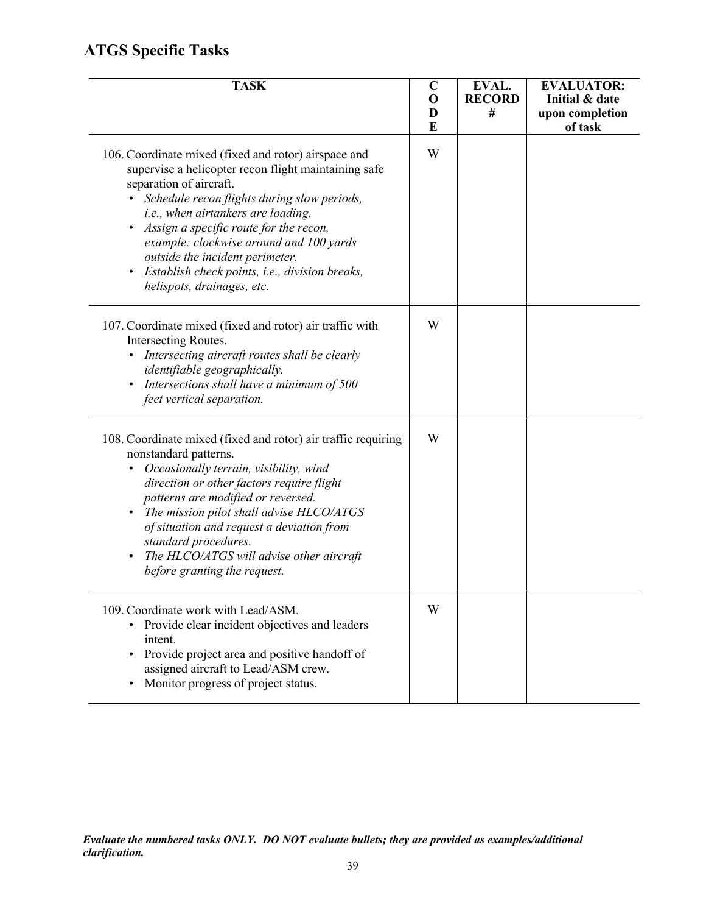## ATGS Specific Tasks

| TASK | CODE | EVAL. RECORD # | EVALUATOR: Initial & date upon completion of task |
|---|---|---|---|
| 106. Coordinate mixed (fixed and rotor) airspace and supervise a helicopter recon flight maintaining safe separation of aircraft.<br>• *Schedule recon flights during slow periods, i.e., when airtankers are loading.*<br>• *Assign a specific route for the recon, example: clockwise around and 100 yards outside the incident perimeter.*<br>• *Establish check points, i.e., division breaks, helispots, drainages, etc.* | W | | |
| 107. Coordinate mixed (fixed and rotor) air traffic with Intersecting Routes.<br>• *Intersecting aircraft routes shall be clearly identifiable geographically.*<br>• *Intersections shall have a minimum of 500 feet vertical separation.* | W | | |
| 108. Coordinate mixed (fixed and rotor) air traffic requiring nonstandard patterns.<br>• *Occasionally terrain, visibility, wind direction or other factors require flight patterns are modified or reversed.*<br>• *The mission pilot shall advise HLCO/ATGS of situation and request a deviation from standard procedures.*<br>• *The HLCO/ATGS will advise other aircraft before granting the request.* | W | | |
| 109. Coordinate work with Lead/ASM.<br>• Provide clear incident objectives and leaders intent.<br>• Provide project area and positive handoff of assigned aircraft to Lead/ASM crew.<br>• Monitor progress of project status. | W | | |

***Evaluate the numbered tasks ONLY. DO NOT evaluate bullets; they are provided as examples/additional clarification.***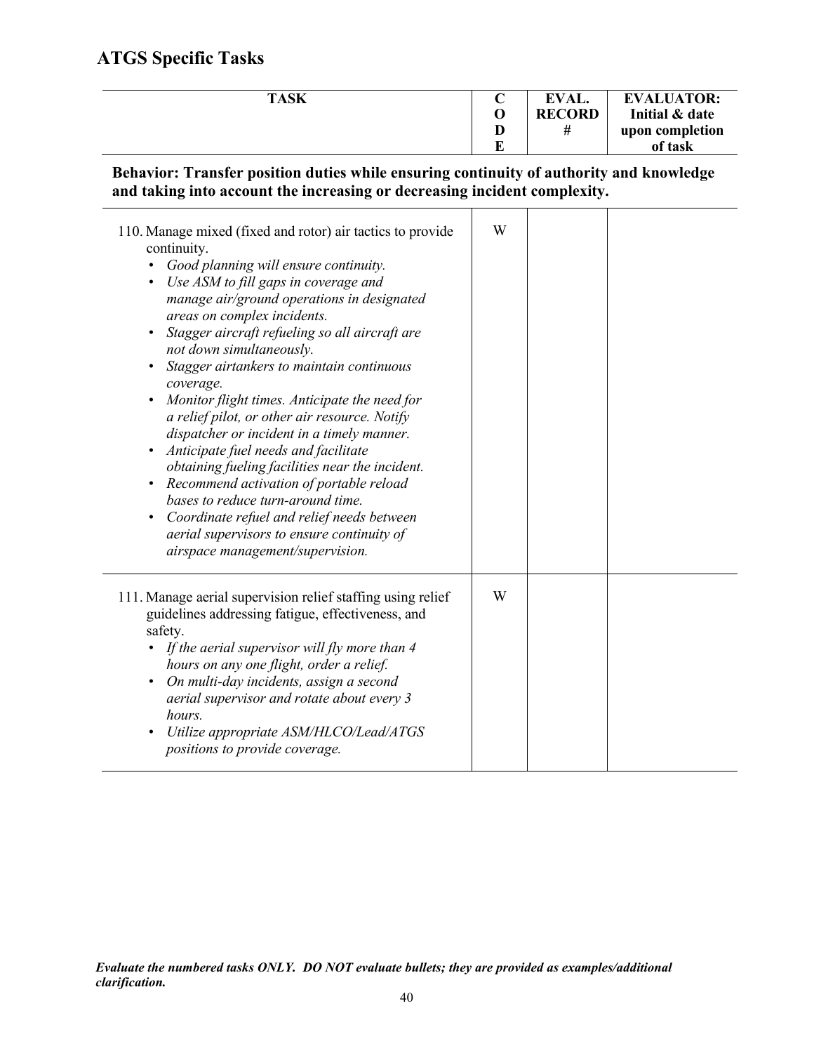## ATGS Specific Tasks

| TASK | CODE | EVAL. RECORD # | EVALUATOR: Initial & date upon completion of task |
|---|---|---|---|
| **Behavior: Transfer position duties while ensuring continuity of authority and knowledge and taking into account the increasing or decreasing incident complexity.** | | | |
| 110. Manage mixed (fixed and rotor) air tactics to provide continuity.<br>• *Good planning will ensure continuity.*<br>• *Use ASM to fill gaps in coverage and manage air/ground operations in designated areas on complex incidents.*<br>• *Stagger aircraft refueling so all aircraft are not down simultaneously.*<br>• *Stagger airtankers to maintain continuous coverage.*<br>• *Monitor flight times. Anticipate the need for a relief pilot, or other air resource. Notify dispatcher or incident in a timely manner.*<br>• *Anticipate fuel needs and facilitate obtaining fueling facilities near the incident.*<br>• *Recommend activation of portable reload bases to reduce turn-around time.*<br>• *Coordinate refuel and relief needs between aerial supervisors to ensure continuity of airspace management/supervision.* | W | | |
| 111. Manage aerial supervision relief staffing using relief guidelines addressing fatigue, effectiveness, and safety.<br>• *If the aerial supervisor will fly more than 4 hours on any one flight, order a relief.*<br>• *On multi-day incidents, assign a second aerial supervisor and rotate about every 3 hours.*<br>• *Utilize appropriate ASM/HLCO/Lead/ATGS positions to provide coverage.* | W | | |

***Evaluate the numbered tasks ONLY. DO NOT evaluate bullets; they are provided as examples/additional clarification.***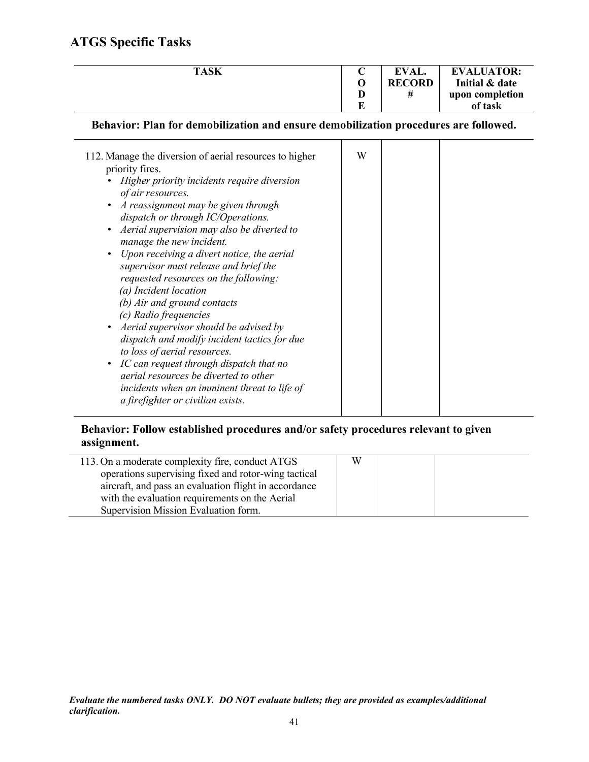## ATGS Specific Tasks

| TASK | CODE | EVAL. RECORD # | EVALUATOR: Initial & date upon completion of task |
|---|---|---|---|
| **Behavior: Plan for demobilization and ensure demobilization procedures are followed.** | | | |
| 112. Manage the diversion of aerial resources to higher priority fires.<br>• *Higher priority incidents require diversion of air resources.*<br>• *A reassignment may be given through dispatch or through IC/Operations.*<br>• *Aerial supervision may also be diverted to manage the new incident.*<br>• *Upon receiving a divert notice, the aerial supervisor must release and brief the requested resources on the following:*<br>*(a) Incident location*<br>*(b) Air and ground contacts*<br>*(c) Radio frequencies*<br>• *Aerial supervisor should be advised by dispatch and modify incident tactics for due to loss of aerial resources.*<br>• *IC can request through dispatch that no aerial resources be diverted to other incidents when an imminent threat to life of a firefighter or civilian exists.* | W | | |
| **Behavior: Follow established procedures and/or safety procedures relevant to given assignment.** | | | |
| 113. On a moderate complexity fire, conduct ATGS operations supervising fixed and rotor-wing tactical aircraft, and pass an evaluation flight in accordance with the evaluation requirements on the Aerial Supervision Mission Evaluation form. | W | | |

***Evaluate the numbered tasks ONLY. DO NOT evaluate bullets; they are provided as examples/additional clarification.***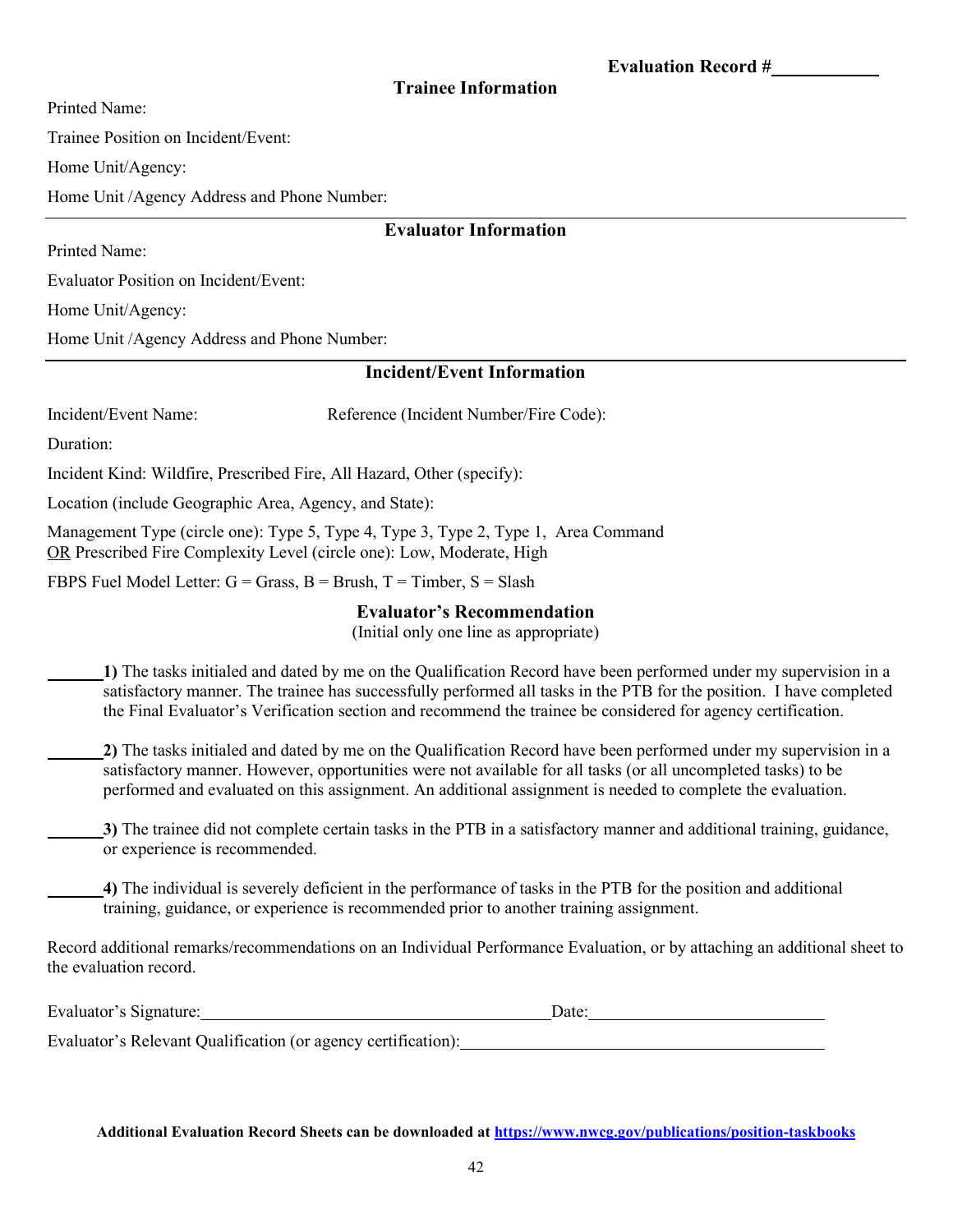**Evaluation Record #\_\_\_\_\_\_\_\_\_\_\_\_**

## Trainee Information

Printed Name:

Trainee Position on Incident/Event:

Home Unit/Agency:

Home Unit /Agency Address and Phone Number:

---

## Evaluator Information

Printed Name:

Evaluator Position on Incident/Event:

Home Unit/Agency:

Home Unit /Agency Address and Phone Number:

---

## Incident/Event Information

Incident/Event Name: Reference (Incident Number/Fire Code):

Duration:

Incident Kind: Wildfire, Prescribed Fire, All Hazard, Other (specify):

Location (include Geographic Area, Agency, and State):

Management Type (circle one): Type 5, Type 4, Type 3, Type 2, Type 1, Area Command
OR Prescribed Fire Complexity Level (circle one): Low, Moderate, High

FBPS Fuel Model Letter: G = Grass, B = Brush, T = Timber, S = Slash

## Evaluator's Recommendation

(Initial only one line as appropriate)

\_\_\_\_\_\_\_ **1)** The tasks initialed and dated by me on the Qualification Record have been performed under my supervision in a satisfactory manner. The trainee has successfully performed all tasks in the PTB for the position. I have completed the Final Evaluator's Verification section and recommend the trainee be considered for agency certification.

\_\_\_\_\_\_\_ **2)** The tasks initialed and dated by me on the Qualification Record have been performed under my supervision in a satisfactory manner. However, opportunities were not available for all tasks (or all uncompleted tasks) to be performed and evaluated on this assignment. An additional assignment is needed to complete the evaluation.

\_\_\_\_\_\_\_ **3)** The trainee did not complete certain tasks in the PTB in a satisfactory manner and additional training, guidance, or experience is recommended.

\_\_\_\_\_\_\_ **4)** The individual is severely deficient in the performance of tasks in the PTB for the position and additional training, guidance, or experience is recommended prior to another training assignment.

Record additional remarks/recommendations on an Individual Performance Evaluation, or by attaching an additional sheet to the evaluation record.

Evaluator's Signature:\_\_\_\_\_\_\_\_\_\_\_\_\_\_\_\_\_\_\_\_\_\_\_\_\_\_\_\_\_\_\_\_\_\_\_\_\_\_\_\_ Date:\_\_\_\_\_\_\_\_\_\_\_\_\_\_\_\_\_\_\_\_\_\_\_\_\_\_\_\_

Evaluator's Relevant Qualification (or agency certification):\_\_\_\_\_\_\_\_\_\_\_\_\_\_\_\_\_\_\_\_\_\_\_\_\_\_\_\_\_\_\_\_\_\_\_\_\_\_\_\_\_\_\_\_

**Additional Evaluation Record Sheets can be downloaded at https://www.nwcg.gov/publications/position-taskbooks**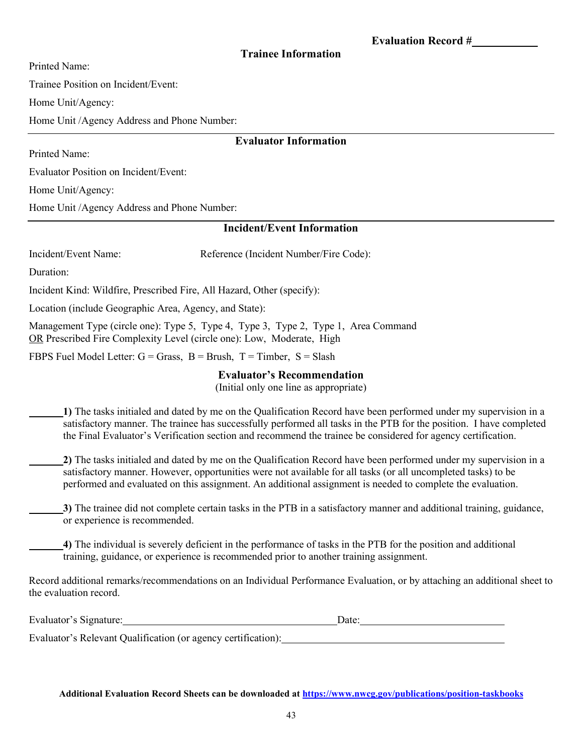**Evaluation Record #\_\_\_\_\_\_\_\_\_\_\_\_**

## Trainee Information

Printed Name:

Trainee Position on Incident/Event:

Home Unit/Agency:

Home Unit /Agency Address and Phone Number:

---

## Evaluator Information

Printed Name:

Evaluator Position on Incident/Event:

Home Unit/Agency:

Home Unit /Agency Address and Phone Number:

---

## Incident/Event Information

Incident/Event Name: Reference (Incident Number/Fire Code):

Duration:

Incident Kind: Wildfire, Prescribed Fire, All Hazard, Other (specify):

Location (include Geographic Area, Agency, and State):

Management Type (circle one): Type 5, Type 4, Type 3, Type 2, Type 1, Area Command
OR Prescribed Fire Complexity Level (circle one): Low, Moderate, High

FBPS Fuel Model Letter: G = Grass, B = Brush, T = Timber, S = Slash

## Evaluator's Recommendation

(Initial only one line as appropriate)

\_\_\_\_\_\_\_\_ **1)** The tasks initialed and dated by me on the Qualification Record have been performed under my supervision in a satisfactory manner. The trainee has successfully performed all tasks in the PTB for the position. I have completed the Final Evaluator's Verification section and recommend the trainee be considered for agency certification.

\_\_\_\_\_\_\_\_ **2)** The tasks initialed and dated by me on the Qualification Record have been performed under my supervision in a satisfactory manner. However, opportunities were not available for all tasks (or all uncompleted tasks) to be performed and evaluated on this assignment. An additional assignment is needed to complete the evaluation.

\_\_\_\_\_\_\_\_ **3)** The trainee did not complete certain tasks in the PTB in a satisfactory manner and additional training, guidance, or experience is recommended.

\_\_\_\_\_\_\_\_ **4)** The individual is severely deficient in the performance of tasks in the PTB for the position and additional training, guidance, or experience is recommended prior to another training assignment.

Record additional remarks/recommendations on an Individual Performance Evaluation, or by attaching an additional sheet to the evaluation record.

Evaluator's Signature:\_\_\_\_\_\_\_\_\_\_\_\_\_\_\_\_\_\_\_\_\_\_\_\_\_\_\_\_\_\_\_\_\_\_\_\_\_\_\_\_ Date:\_\_\_\_\_\_\_\_\_\_\_\_\_\_\_\_\_\_\_\_\_\_\_\_\_\_\_\_

Evaluator's Relevant Qualification (or agency certification):\_\_\_\_\_\_\_\_\_\_\_\_\_\_\_\_\_\_\_\_\_\_\_\_\_\_\_\_\_\_\_\_\_\_\_\_\_\_\_\_\_\_\_\_

**Additional Evaluation Record Sheets can be downloaded at https://www.nwcg.gov/publications/position-taskbooks**